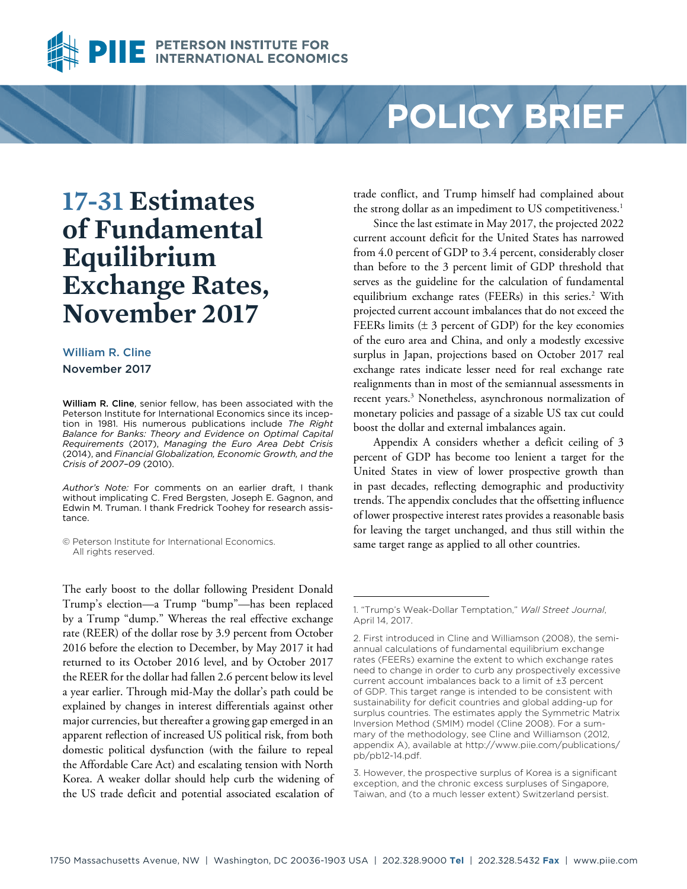PETERSON INSTITUTE FOR INTERNATIONAL ECONOMICS

POLICY BRIEF

# 17-31 Estimates of Fundamental Equilibrium Exchange Rates, November 2017

William R. Cline
November 2017

**William R. Cline**, senior fellow, has been associated with the Peterson Institute for International Economics since its inception in 1981. His numerous publications include *The Right Balance for Banks: Theory and Evidence on Optimal Capital Requirements* (2017), *Managing the Euro Area Debt Crisis* (2014), and *Financial Globalization, Economic Growth, and the Crisis of 2007–09* (2010).

*Author's Note:* For comments on an earlier draft, I thank without implicating C. Fred Bergsten, Joseph E. Gagnon, and Edwin M. Truman. I thank Fredrick Toohey for research assistance.

© Peterson Institute for International Economics. All rights reserved.

The early boost to the dollar following President Donald Trump's election—a Trump "bump"—has been replaced by a Trump "dump." Whereas the real effective exchange rate (REER) of the dollar rose by 3.9 percent from October 2016 before the election to December, by May 2017 it had returned to its October 2016 level, and by October 2017 the REER for the dollar had fallen 2.6 percent below its level a year earlier. Through mid-May the dollar's path could be explained by changes in interest differentials against other major currencies, but thereafter a growing gap emerged in an apparent reflection of increased US political risk, from both domestic political dysfunction (with the failure to repeal the Affordable Care Act) and escalating tension with North Korea. A weaker dollar should help curb the widening of the US trade deficit and potential associated escalation of trade conflict, and Trump himself had complained about the strong dollar as an impediment to US competitiveness.[1]

Since the last estimate in May 2017, the projected 2022 current account deficit for the United States has narrowed from 4.0 percent of GDP to 3.4 percent, considerably closer than before to the 3 percent limit of GDP threshold that serves as the guideline for the calculation of fundamental equilibrium exchange rates (FEERs) in this series.[2] With projected current account imbalances that do not exceed the FEERs limits (± 3 percent of GDP) for the key economies of the euro area and China, and only a modestly excessive surplus in Japan, projections based on October 2017 real exchange rates indicate lesser need for real exchange rate realignments than in most of the semiannual assessments in recent years.[3] Nonetheless, asynchronous normalization of monetary policies and passage of a sizable US tax cut could boost the dollar and external imbalances again.

Appendix A considers whether a deficit ceiling of 3 percent of GDP has become too lenient a target for the United States in view of lower prospective growth than in past decades, reflecting demographic and productivity trends. The appendix concludes that the offsetting influence of lower prospective interest rates provides a reasonable basis for leaving the target unchanged, and thus still within the same target range as applied to all other countries.

---

1. "Trump's Weak-Dollar Temptation," *Wall Street Journal*, April 14, 2017.

2. First introduced in Cline and Williamson (2008), the semiannual calculations of fundamental equilibrium exchange rates (FEERs) examine the extent to which exchange rates need to change in order to curb any prospectively excessive current account imbalances back to a limit of ±3 percent of GDP. This target range is intended to be consistent with sustainability for deficit countries and global adding-up for surplus countries. The estimates apply the Symmetric Matrix Inversion Method (SMIM) model (Cline 2008). For a summary of the methodology, see Cline and Williamson (2012, appendix A), available at http://www.piie.com/publications/pb/pb12-14.pdf.

3. However, the prospective surplus of Korea is a significant exception, and the chronic excess surpluses of Singapore, Taiwan, and (to a much lesser extent) Switzerland persist.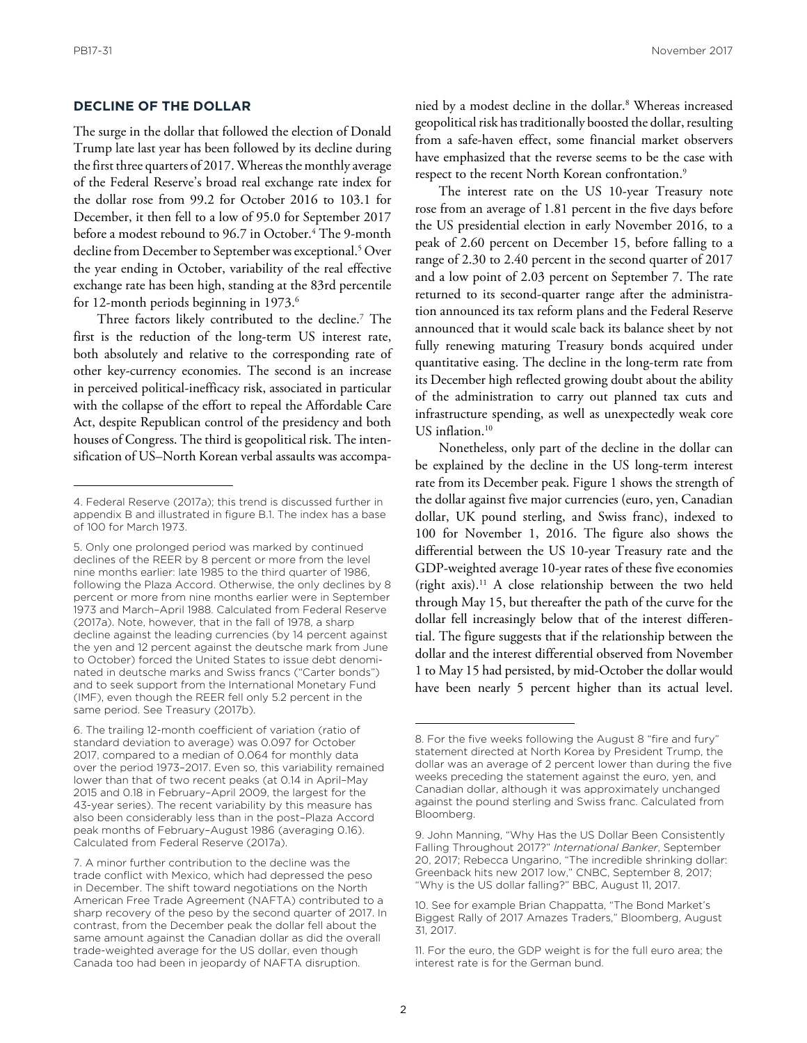## DECLINE OF THE DOLLAR

The surge in the dollar that followed the election of Donald Trump late last year has been followed by its decline during the first three quarters of 2017. Whereas the monthly average of the Federal Reserve's broad real exchange rate index for the dollar rose from 99.2 for October 2016 to 103.1 for December, it then fell to a low of 95.0 for September 2017 before a modest rebound to 96.7 in October.[4] The 9-month decline from December to September was exceptional.[5] Over the year ending in October, variability of the real effective exchange rate has been high, standing at the 83rd percentile for 12-month periods beginning in 1973.[6]

Three factors likely contributed to the decline.[7] The first is the reduction of the long-term US interest rate, both absolutely and relative to the corresponding rate of other key-currency economies. The second is an increase in perceived political-inefficacy risk, associated in particular with the collapse of the effort to repeal the Affordable Care Act, despite Republican control of the presidency and both houses of Congress. The third is geopolitical risk. The intensification of US–North Korean verbal assaults was accompanied by a modest decline in the dollar.[8] Whereas increased geopolitical risk has traditionally boosted the dollar, resulting from a safe-haven effect, some financial market observers have emphasized that the reverse seems to be the case with respect to the recent North Korean confrontation.[9]

The interest rate on the US 10-year Treasury note rose from an average of 1.81 percent in the five days before the US presidential election in early November 2016, to a peak of 2.60 percent on December 15, before falling to a range of 2.30 to 2.40 percent in the second quarter of 2017 and a low point of 2.03 percent on September 7. The rate returned to its second-quarter range after the administration announced its tax reform plans and the Federal Reserve announced that it would scale back its balance sheet by not fully renewing maturing Treasury bonds acquired under quantitative easing. The decline in the long-term rate from its December high reflected growing doubt about the ability of the administration to carry out planned tax cuts and infrastructure spending, as well as unexpectedly weak core US inflation.[10]

Nonetheless, only part of the decline in the dollar can be explained by the decline in the US long-term interest rate from its December peak. Figure 1 shows the strength of the dollar against five major currencies (euro, yen, Canadian dollar, UK pound sterling, and Swiss franc), indexed to 100 for November 1, 2016. The figure also shows the differential between the US 10-year Treasury rate and the GDP-weighted average 10-year rates of these five economies (right axis).[11] A close relationship between the two held through May 15, but thereafter the path of the curve for the dollar fell increasingly below that of the interest differential. The figure suggests that if the relationship between the dollar and the interest differential observed from November 1 to May 15 had persisted, by mid-October the dollar would have been nearly 5 percent higher than its actual level.

---

4. Federal Reserve (2017a); this trend is discussed further in appendix B and illustrated in figure B.1. The index has a base of 100 for March 1973.

5. Only one prolonged period was marked by continued declines of the REER by 8 percent or more from the level nine months earlier: late 1985 to the third quarter of 1986, following the Plaza Accord. Otherwise, the only declines by 8 percent or more from nine months earlier were in September 1973 and March–April 1988. Calculated from Federal Reserve (2017a). Note, however, that in the fall of 1978, a sharp decline against the leading currencies (by 14 percent against the yen and 12 percent against the deutsche mark from June to October) forced the United States to issue debt denominated in deutsche marks and Swiss francs ("Carter bonds") and to seek support from the International Monetary Fund (IMF), even though the REER fell only 5.2 percent in the same period. See Treasury (2017b).

6. The trailing 12-month coefficient of variation (ratio of standard deviation to average) was 0.097 for October 2017, compared to a median of 0.064 for monthly data over the period 1973–2017. Even so, this variability remained lower than that of two recent peaks (at 0.14 in April–May 2015 and 0.18 in February–April 2009, the largest for the 43-year series). The recent variability by this measure has also been considerably less than in the post–Plaza Accord peak months of February–August 1986 (averaging 0.16). Calculated from Federal Reserve (2017a).

7. A minor further contribution to the decline was the trade conflict with Mexico, which had depressed the peso in December. The shift toward negotiations on the North American Free Trade Agreement (NAFTA) contributed to a sharp recovery of the peso by the second quarter of 2017. In contrast, from the December peak the dollar fell about the same amount against the Canadian dollar as did the overall trade-weighted average for the US dollar, even though Canada too had been in jeopardy of NAFTA disruption.

8. For the five weeks following the August 8 "fire and fury" statement directed at North Korea by President Trump, the dollar was an average of 2 percent lower than during the five weeks preceding the statement against the euro, yen, and Canadian dollar, although it was approximately unchanged against the pound sterling and Swiss franc. Calculated from Bloomberg.

9. John Manning, "Why Has the US Dollar Been Consistently Falling Throughout 2017?" *International Banker*, September 20, 2017; Rebecca Ungarino, "The incredible shrinking dollar: Greenback hits new 2017 low," CNBC, September 8, 2017; "Why is the US dollar falling?" BBC, August 11, 2017.

10. See for example Brian Chappatta, "The Bond Market's Biggest Rally of 2017 Amazes Traders," Bloomberg, August 31, 2017.

11. For the euro, the GDP weight is for the full euro area; the interest rate is for the German bund.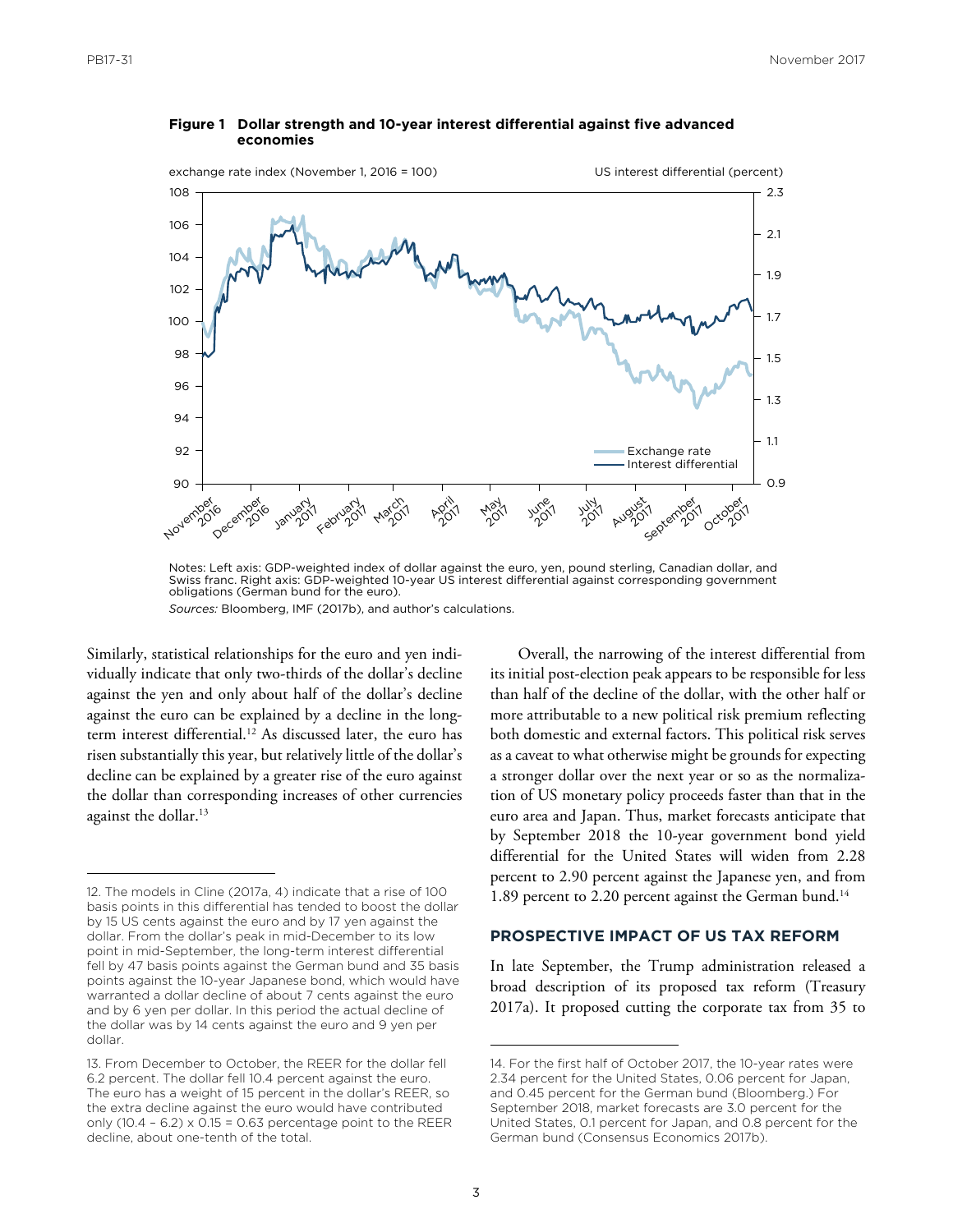**Figure 1 Dollar strength and 10-year interest differential against five advanced economies**

Notes: Left axis: GDP-weighted index of dollar against the euro, yen, pound sterling, Canadian dollar, and Swiss franc. Right axis: GDP-weighted 10-year US interest differential against corresponding government obligations (German bund for the euro).

*Sources:* Bloomberg, IMF (2017b), and author's calculations.

Similarly, statistical relationships for the euro and yen individually indicate that only two-thirds of the dollar's decline against the yen and only about half of the dollar's decline against the euro can be explained by a decline in the long-term interest differential.[12] As discussed later, the euro has risen substantially this year, but relatively little of the dollar's decline can be explained by a greater rise of the euro against the dollar than corresponding increases of other currencies against the dollar.[13]

Overall, the narrowing of the interest differential from its initial post-election peak appears to be responsible for less than half of the decline of the dollar, with the other half or more attributable to a new political risk premium reflecting both domestic and external factors. This political risk serves as a caveat to what otherwise might be grounds for expecting a stronger dollar over the next year or so as the normalization of US monetary policy proceeds faster than that in the euro area and Japan. Thus, market forecasts anticipate that by September 2018 the 10-year government bond yield differential for the United States will widen from 2.28 percent to 2.90 percent against the Japanese yen, and from 1.89 percent to 2.20 percent against the German bund.[14]

## PROSPECTIVE IMPACT OF US TAX REFORM

In late September, the Trump administration released a broad description of its proposed tax reform (Treasury 2017a). It proposed cutting the corporate tax from 35 to

---

12. The models in Cline (2017a, 4) indicate that a rise of 100 basis points in this differential has tended to boost the dollar by 15 US cents against the euro and by 17 yen against the dollar. From the dollar's peak in mid-December to its low point in mid-September, the long-term interest differential fell by 47 basis points against the German bund and 35 basis points against the 10-year Japanese bond, which would have warranted a dollar decline of about 7 cents against the euro and by 6 yen per dollar. In this period the actual decline of the dollar was by 14 cents against the euro and 9 yen per dollar.

13. From December to October, the REER for the dollar fell 6.2 percent. The dollar fell 10.4 percent against the euro. The euro has a weight of 15 percent in the dollar's REER, so the extra decline against the euro would have contributed only (10.4 – 6.2) x 0.15 = 0.63 percentage point to the REER decline, about one-tenth of the total.

14. For the first half of October 2017, the 10-year rates were 2.34 percent for the United States, 0.06 percent for Japan, and 0.45 percent for the German bund (Bloomberg.) For September 2018, market forecasts are 3.0 percent for the United States, 0.1 percent for Japan, and 0.8 percent for the German bund (Consensus Economics 2017b).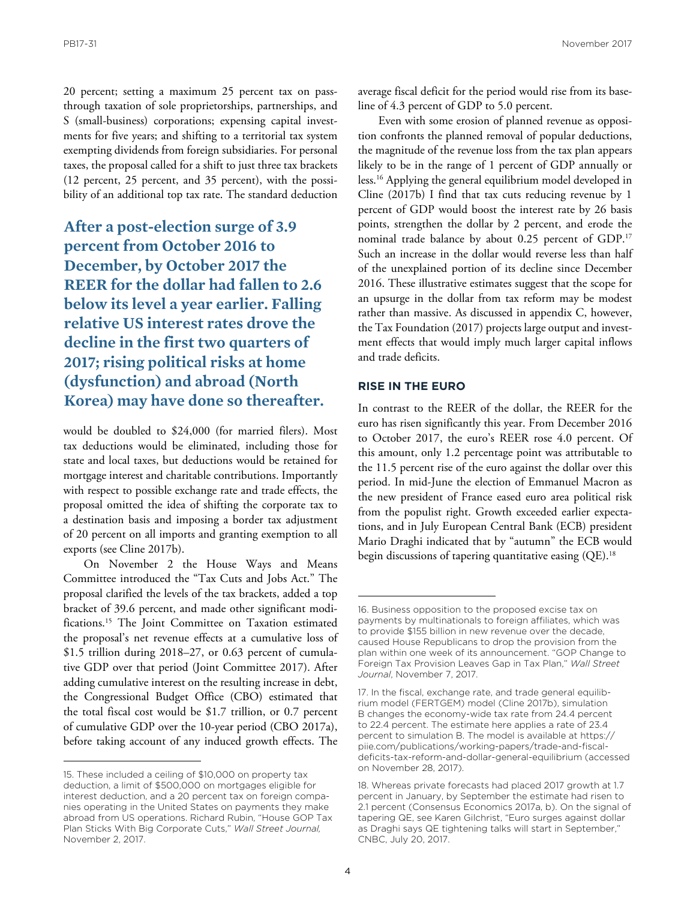20 percent; setting a maximum 25 percent tax on pass-through taxation of sole proprietorships, partnerships, and S (small-business) corporations; expensing capital investments for five years; and shifting to a territorial tax system exempting dividends from foreign subsidiaries. For personal taxes, the proposal called for a shift to just three tax brackets (12 percent, 25 percent, and 35 percent), with the possibility of an additional top tax rate. The standard deduction would be doubled to $24,000 (for married filers). Most tax deductions would be eliminated, including those for state and local taxes, but deductions would be retained for mortgage interest and charitable contributions. Importantly with respect to possible exchange rate and trade effects, the proposal omitted the idea of shifting the corporate tax to a destination basis and imposing a border tax adjustment of 20 percent on all imports and granting exemption to all exports (see Cline 2017b).

**After a post-election surge of 3.9 percent from October 2016 to December, by October 2017 the REER for the dollar had fallen to 2.6 below its level a year earlier. Falling relative US interest rates drove the decline in the first two quarters of 2017; rising political risks at home (dysfunction) and abroad (North Korea) may have done so thereafter.**

On November 2 the House Ways and Means Committee introduced the "Tax Cuts and Jobs Act." The proposal clarified the levels of the tax brackets, added a top bracket of 39.6 percent, and made other significant modifications.[15] The Joint Committee on Taxation estimated the proposal's net revenue effects at a cumulative loss of $1.5 trillion during 2018–27, or 0.63 percent of cumulative GDP over that period (Joint Committee 2017). After adding cumulative interest on the resulting increase in debt, the Congressional Budget Office (CBO) estimated that the total fiscal cost would be $1.7 trillion, or 0.7 percent of cumulative GDP over the 10-year period (CBO 2017a), before taking account of any induced growth effects. The average fiscal deficit for the period would rise from its baseline of 4.3 percent of GDP to 5.0 percent.

Even with some erosion of planned revenue as opposition confronts the planned removal of popular deductions, the magnitude of the revenue loss from the tax plan appears likely to be in the range of 1 percent of GDP annually or less.[16] Applying the general equilibrium model developed in Cline (2017b) I find that tax cuts reducing revenue by 1 percent of GDP would boost the interest rate by 26 basis points, strengthen the dollar by 2 percent, and erode the nominal trade balance by about 0.25 percent of GDP.[17] Such an increase in the dollar would reverse less than half of the unexplained portion of its decline since December 2016. These illustrative estimates suggest that the scope for an upsurge in the dollar from tax reform may be modest rather than massive. As discussed in appendix C, however, the Tax Foundation (2017) projects large output and investment effects that would imply much larger capital inflows and trade deficits.

## RISE IN THE EURO

In contrast to the REER of the dollar, the REER for the euro has risen significantly this year. From December 2016 to October 2017, the euro's REER rose 4.0 percent. Of this amount, only 1.2 percentage point was attributable to the 11.5 percent rise of the euro against the dollar over this period. In mid-June the election of Emmanuel Macron as the new president of France eased euro area political risk from the populist right. Growth exceeded earlier expectations, and in July European Central Bank (ECB) president Mario Draghi indicated that by "autumn" the ECB would begin discussions of tapering quantitative easing (QE).[18]

---

15. These included a ceiling of $10,000 on property tax deduction, a limit of $500,000 on mortgages eligible for interest deduction, and a 20 percent tax on foreign companies operating in the United States on payments they make abroad from US operations. Richard Rubin, "House GOP Tax Plan Sticks With Big Corporate Cuts," *Wall Street Journal,* November 2, 2017.

16. Business opposition to the proposed excise tax on payments by multinationals to foreign affiliates, which was to provide $155 billion in new revenue over the decade, caused House Republicans to drop the provision from the plan within one week of its announcement. "GOP Change to Foreign Tax Provision Leaves Gap in Tax Plan," *Wall Street Journal*, November 7, 2017.

17. In the fiscal, exchange rate, and trade general equilibrium model (FERTGEM) model (Cline 2017b), simulation B changes the economy-wide tax rate from 24.4 percent to 22.4 percent. The estimate here applies a rate of 23.4 percent to simulation B. The model is available at https://piie.com/publications/working-papers/trade-and-fiscal-deficits-tax-reform-and-dollar-general-equilibrium (accessed on November 28, 2017).

18. Whereas private forecasts had placed 2017 growth at 1.7 percent in January, by September the estimate had risen to 2.1 percent (Consensus Economics 2017a, b). On the signal of tapering QE, see Karen Gilchrist, "Euro surges against dollar as Draghi says QE tightening talks will start in September," CNBC, July 20, 2017.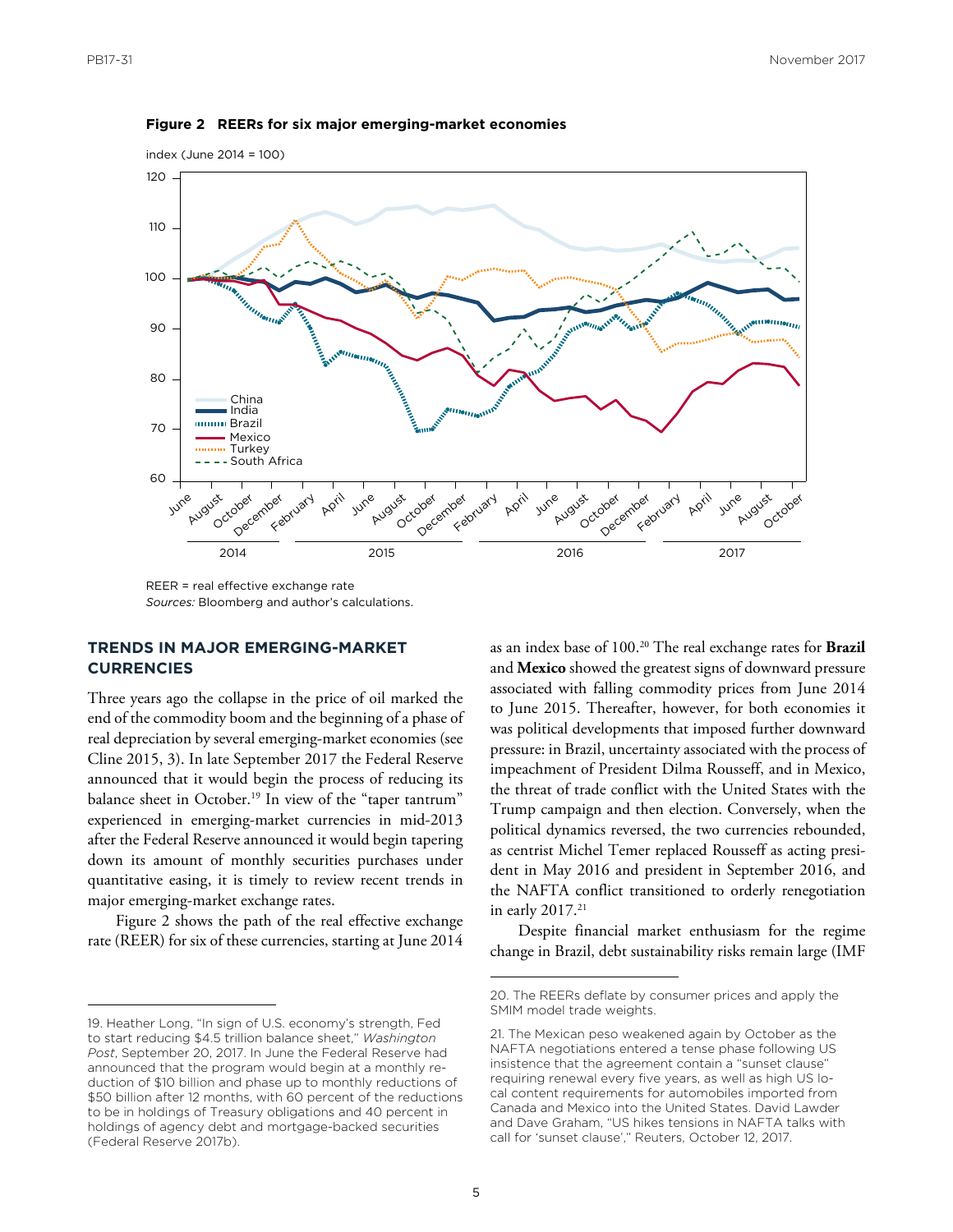**Figure 2 REERs for six major emerging-market economies**

REER = real effective exchange rate
*Sources:* Bloomberg and author's calculations.

## TRENDS IN MAJOR EMERGING-MARKET CURRENCIES

Three years ago the collapse in the price of oil marked the end of the commodity boom and the beginning of a phase of real depreciation by several emerging-market economies (see Cline 2015, 3). In late September 2017 the Federal Reserve announced that it would begin the process of reducing its balance sheet in October.[19] In view of the "taper tantrum" experienced in emerging-market currencies in mid-2013 after the Federal Reserve announced it would begin tapering down its amount of monthly securities purchases under quantitative easing, it is timely to review recent trends in major emerging-market exchange rates.

Figure 2 shows the path of the real effective exchange rate (REER) for six of these currencies, starting at June 2014 as an index base of 100.[20] The real exchange rates for **Brazil** and **Mexico** showed the greatest signs of downward pressure associated with falling commodity prices from June 2014 to June 2015. Thereafter, however, for both economies it was political developments that imposed further downward pressure: in Brazil, uncertainty associated with the process of impeachment of President Dilma Rousseff, and in Mexico, the threat of trade conflict with the United States with the Trump campaign and then election. Conversely, when the political dynamics reversed, the two currencies rebounded, as centrist Michel Temer replaced Rousseff as acting president in May 2016 and president in September 2016, and the NAFTA conflict transitioned to orderly renegotiation in early 2017.[21]

Despite financial market enthusiasm for the regime change in Brazil, debt sustainability risks remain large (IMF

---

19. Heather Long, "In sign of U.S. economy's strength, Fed to start reducing $4.5 trillion balance sheet," *Washington Post*, September 20, 2017. In June the Federal Reserve had announced that the program would begin at a monthly reduction of $10 billion and phase up to monthly reductions of $50 billion after 12 months, with 60 percent of the reductions to be in holdings of Treasury obligations and 40 percent in holdings of agency debt and mortgage-backed securities (Federal Reserve 2017b).

20. The REERs deflate by consumer prices and apply the SMIM model trade weights.

21. The Mexican peso weakened again by October as the NAFTA negotiations entered a tense phase following US insistence that the agreement contain a "sunset clause" requiring renewal every five years, as well as high US local content requirements for automobiles imported from Canada and Mexico into the United States. David Lawder and Dave Graham, "US hikes tensions in NAFTA talks with call for 'sunset clause'," Reuters, October 12, 2017.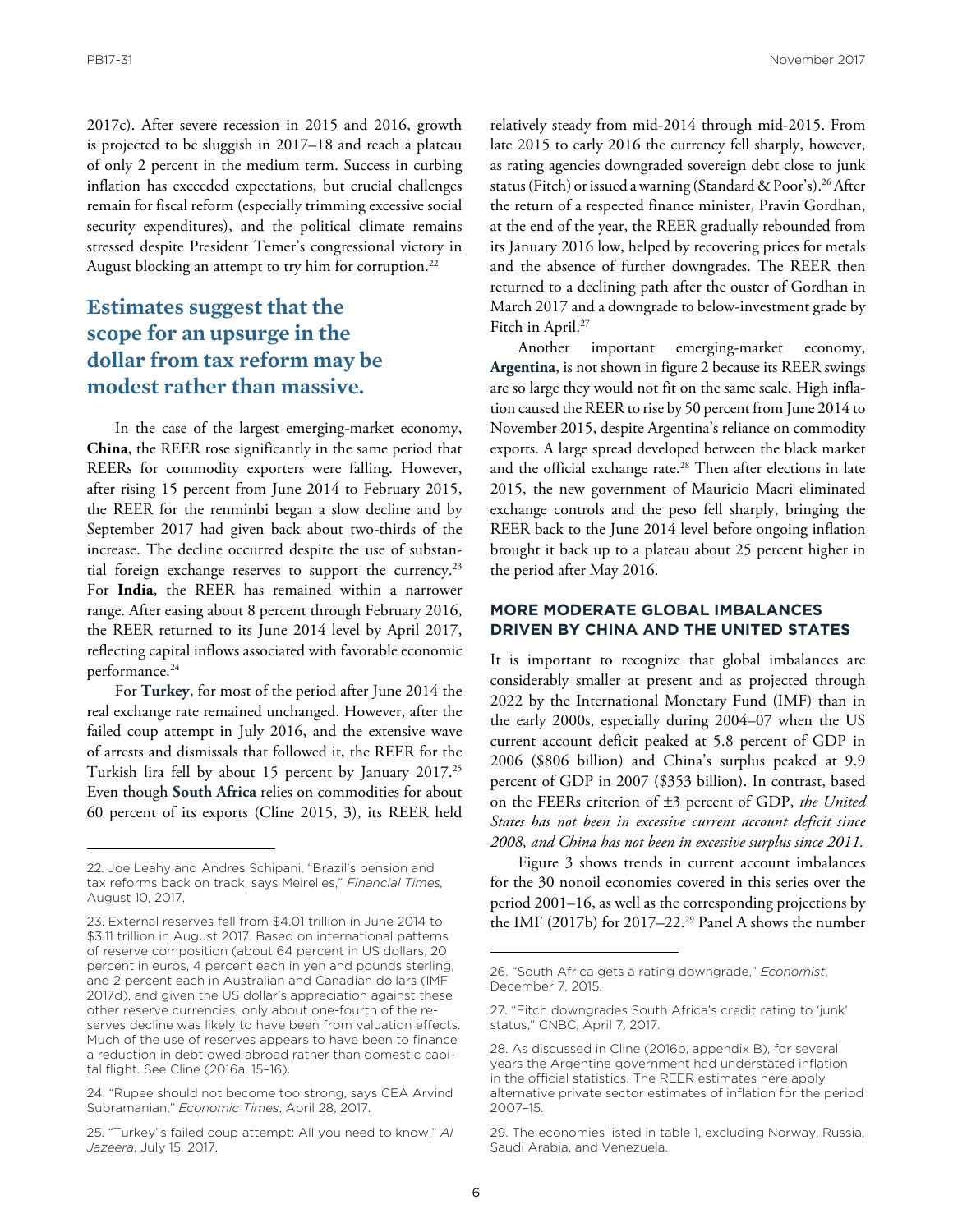2017c). After severe recession in 2015 and 2016, growth is projected to be sluggish in 2017–18 and reach a plateau of only 2 percent in the medium term. Success in curbing inflation has exceeded expectations, but crucial challenges remain for fiscal reform (especially trimming excessive social security expenditures), and the political climate remains stressed despite President Temer's congressional victory in August blocking an attempt to try him for corruption.[22]

**Estimates suggest that the scope for an upsurge in the dollar from tax reform may be modest rather than massive.**

In the case of the largest emerging-market economy, **China**, the REER rose significantly in the same period that REERs for commodity exporters were falling. However, after rising 15 percent from June 2014 to February 2015, the REER for the renminbi began a slow decline and by September 2017 had given back about two-thirds of the increase. The decline occurred despite the use of substantial foreign exchange reserves to support the currency.[23] For **India**, the REER has remained within a narrower range. After easing about 8 percent through February 2016, the REER returned to its June 2014 level by April 2017, reflecting capital inflows associated with favorable economic performance.[24]

For **Turkey**, for most of the period after June 2014 the real exchange rate remained unchanged. However, after the failed coup attempt in July 2016, and the extensive wave of arrests and dismissals that followed it, the REER for the Turkish lira fell by about 15 percent by January 2017.[25] Even though **South Africa** relies on commodities for about 60 percent of its exports (Cline 2015, 3), its REER held relatively steady from mid-2014 through mid-2015. From late 2015 to early 2016 the currency fell sharply, however, as rating agencies downgraded sovereign debt close to junk status (Fitch) or issued a warning (Standard & Poor's).[26] After the return of a respected finance minister, Pravin Gordhan, at the end of the year, the REER gradually rebounded from its January 2016 low, helped by recovering prices for metals and the absence of further downgrades. The REER then returned to a declining path after the ouster of Gordhan in March 2017 and a downgrade to below-investment grade by Fitch in April.[27]

Another important emerging-market economy, **Argentina**, is not shown in figure 2 because its REER swings are so large they would not fit on the same scale. High inflation caused the REER to rise by 50 percent from June 2014 to November 2015, despite Argentina's reliance on commodity exports. A large spread developed between the black market and the official exchange rate.[28] Then after elections in late 2015, the new government of Mauricio Macri eliminated exchange controls and the peso fell sharply, bringing the REER back to the June 2014 level before ongoing inflation brought it back up to a plateau about 25 percent higher in the period after May 2016.

## MORE MODERATE GLOBAL IMBALANCES DRIVEN BY CHINA AND THE UNITED STATES

It is important to recognize that global imbalances are considerably smaller at present and as projected through 2022 by the International Monetary Fund (IMF) than in the early 2000s, especially during 2004–07 when the US current account deficit peaked at 5.8 percent of GDP in 2006 ($806 billion) and China's surplus peaked at 9.9 percent of GDP in 2007 ($353 billion). In contrast, based on the FEERs criterion of ±3 percent of GDP, *the United States has not been in excessive current account deficit since 2008, and China has not been in excessive surplus since 2011.*

Figure 3 shows trends in current account imbalances for the 30 nonoil economies covered in this series over the period 2001–16, as well as the corresponding projections by the IMF (2017b) for 2017–22.[29] Panel A shows the number

---

22. Joe Leahy and Andres Schipani, "Brazil's pension and tax reforms back on track, says Meirelles," *Financial Times*, August 10, 2017.

23. External reserves fell from $4.01 trillion in June 2014 to $3.11 trillion in August 2017. Based on international patterns of reserve composition (about 64 percent in US dollars, 20 percent in euros, 4 percent each in yen and pounds sterling, and 2 percent each in Australian and Canadian dollars (IMF 2017d), and given the US dollar's appreciation against these other reserve currencies, only about one-fourth of the reserves decline was likely to have been from valuation effects. Much of the use of reserves appears to have been to finance a reduction in debt owed abroad rather than domestic capital flight. See Cline (2016a, 15–16).

24. "Rupee should not become too strong, says CEA Arvind Subramanian," *Economic Times*, April 28, 2017.

25. "Turkey"s failed coup attempt: All you need to know," *Al Jazeera*, July 15, 2017.

26. "South Africa gets a rating downgrade," *Economist*, December 7, 2015.

27. "Fitch downgrades South Africa's credit rating to 'junk' status," CNBC, April 7, 2017.

28. As discussed in Cline (2016b, appendix B), for several years the Argentine government had understated inflation in the official statistics. The REER estimates here apply alternative private sector estimates of inflation for the period 2007–15.

29. The economies listed in table 1, excluding Norway, Russia, Saudi Arabia, and Venezuela.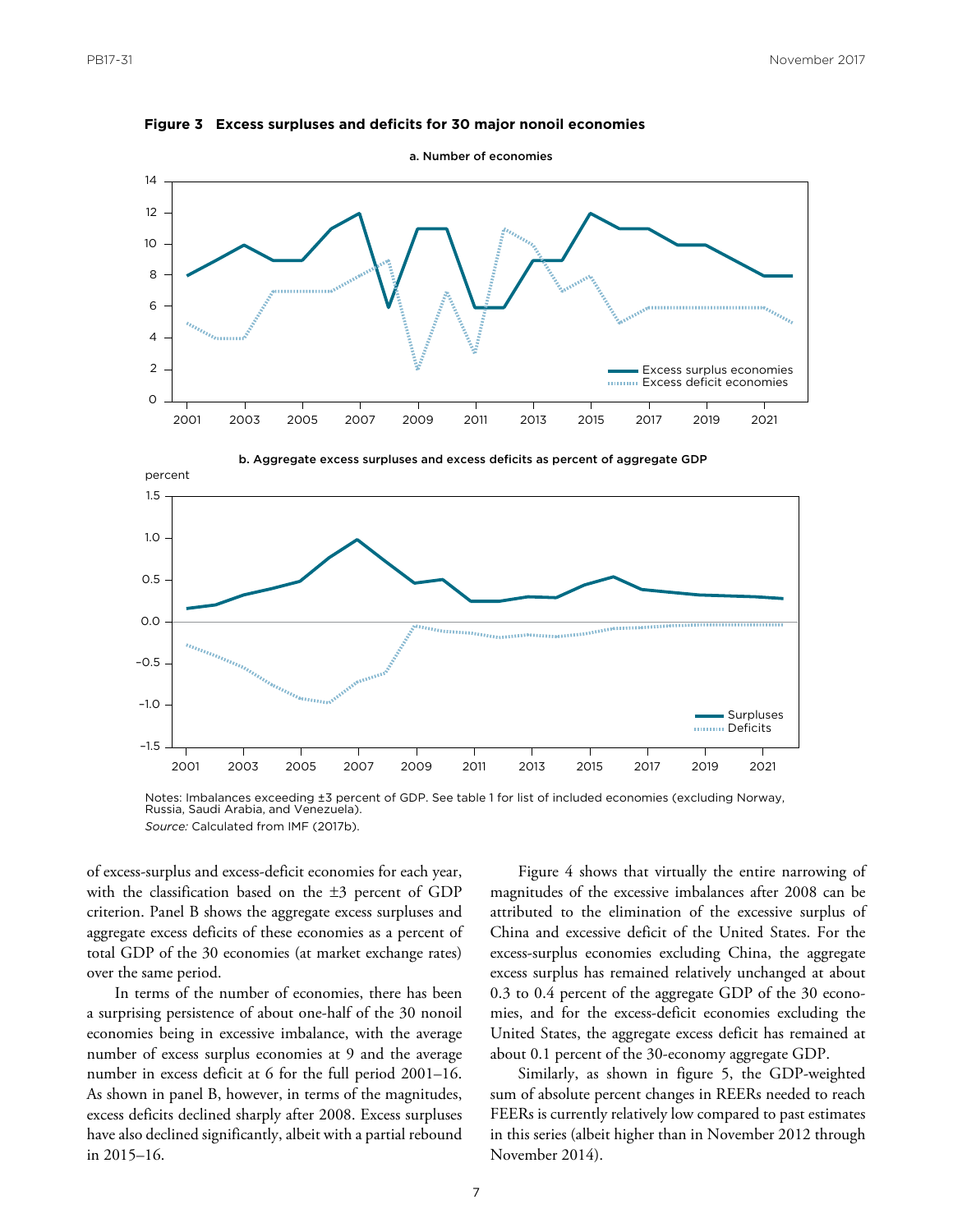**Figure 3 Excess surpluses and deficits for 30 major nonoil economies**

a. Number of economies

b. Aggregate excess surpluses and excess deficits as percent of aggregate GDP

Notes: Imbalances exceeding ±3 percent of GDP. See table 1 for list of included economies (excluding Norway, Russia, Saudi Arabia, and Venezuela).

*Source:* Calculated from IMF (2017b).

of excess-surplus and excess-deficit economies for each year, with the classification based on the ±3 percent of GDP criterion. Panel B shows the aggregate excess surpluses and aggregate excess deficits of these economies as a percent of total GDP of the 30 economies (at market exchange rates) over the same period.

In terms of the number of economies, there has been a surprising persistence of about one-half of the 30 nonoil economies being in excessive imbalance, with the average number of excess surplus economies at 9 and the average number in excess deficit at 6 for the full period 2001–16. As shown in panel B, however, in terms of the magnitudes, excess deficits declined sharply after 2008. Excess surpluses have also declined significantly, albeit with a partial rebound in 2015–16.

Figure 4 shows that virtually the entire narrowing of magnitudes of the excessive imbalances after 2008 can be attributed to the elimination of the excessive surplus of China and excessive deficit of the United States. For the excess-surplus economies excluding China, the aggregate excess surplus has remained relatively unchanged at about 0.3 to 0.4 percent of the aggregate GDP of the 30 economies, and for the excess-deficit economies excluding the United States, the aggregate excess deficit has remained at about 0.1 percent of the 30-economy aggregate GDP.

Similarly, as shown in figure 5, the GDP-weighted sum of absolute percent changes in REERs needed to reach FEERs is currently relatively low compared to past estimates in this series (albeit higher than in November 2012 through November 2014).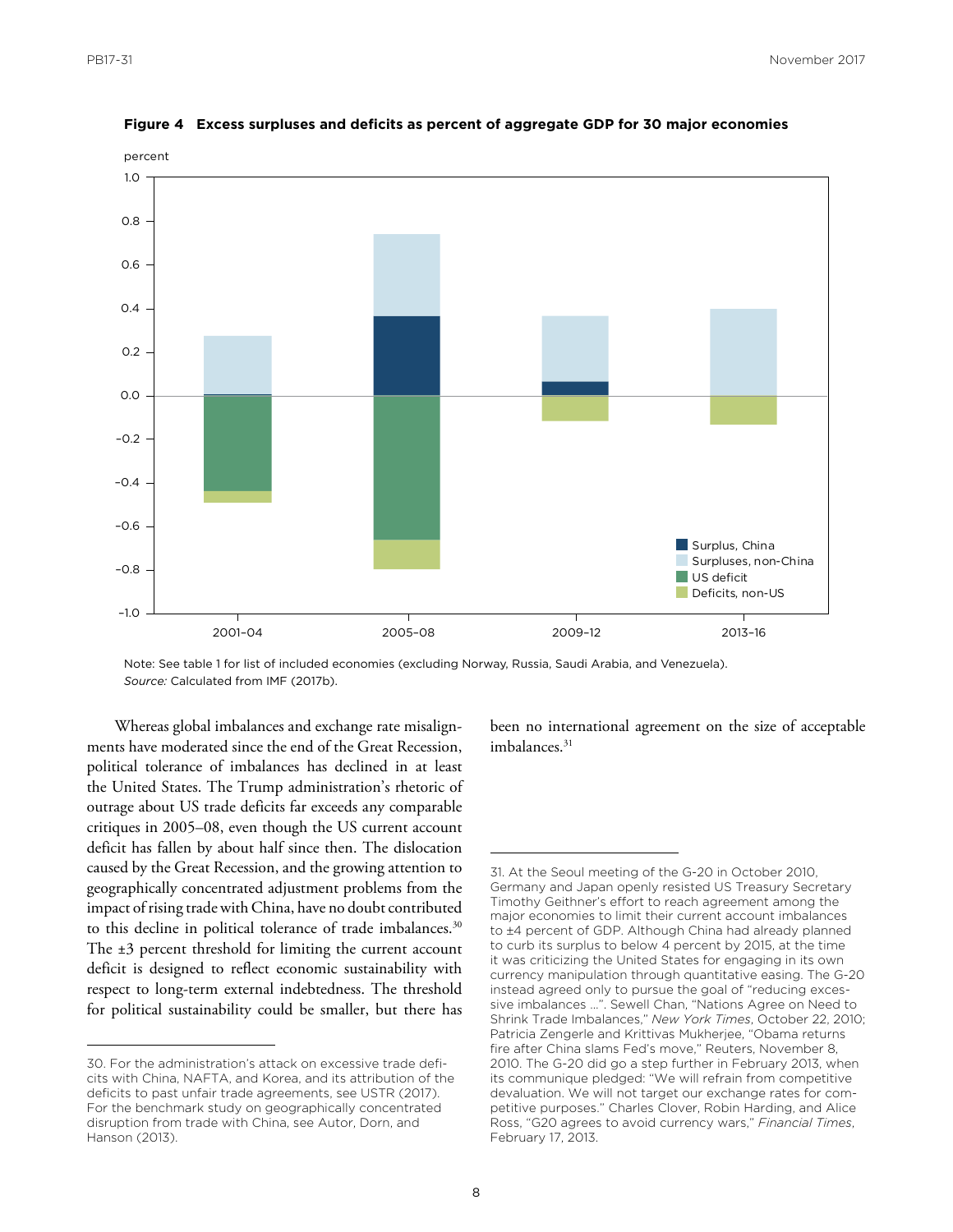**Figure 4 Excess surpluses and deficits as percent of aggregate GDP for 30 major economies**

Note: See table 1 for list of included economies (excluding Norway, Russia, Saudi Arabia, and Venezuela).
*Source:* Calculated from IMF (2017b).

Whereas global imbalances and exchange rate misalignments have moderated since the end of the Great Recession, political tolerance of imbalances has declined in at least the United States. The Trump administration's rhetoric of outrage about US trade deficits far exceeds any comparable critiques in 2005–08, even though the US current account deficit has fallen by about half since then. The dislocation caused by the Great Recession, and the growing attention to geographically concentrated adjustment problems from the impact of rising trade with China, have no doubt contributed to this decline in political tolerance of trade imbalances.[30] The ±3 percent threshold for limiting the current account deficit is designed to reflect economic sustainability with respect to long-term external indebtedness. The threshold for political sustainability could be smaller, but there has been no international agreement on the size of acceptable imbalances.[31]

30. For the administration's attack on excessive trade deficits with China, NAFTA, and Korea, and its attribution of the deficits to past unfair trade agreements, see USTR (2017). For the benchmark study on geographically concentrated disruption from trade with China, see Autor, Dorn, and Hanson (2013).

31. At the Seoul meeting of the G-20 in October 2010, Germany and Japan openly resisted US Treasury Secretary Timothy Geithner's effort to reach agreement among the major economies to limit their current account imbalances to ±4 percent of GDP. Although China had already planned to curb its surplus to below 4 percent by 2015, at the time it was criticizing the United States for engaging in its own currency manipulation through quantitative easing. The G-20 instead agreed only to pursue the goal of "reducing excessive imbalances ...". Sewell Chan, "Nations Agree on Need to Shrink Trade Imbalances," *New York Times*, October 22, 2010; Patricia Zengerle and Krittivas Mukherjee, "Obama returns fire after China slams Fed's move," Reuters, November 8, 2010. The G-20 did go a step further in February 2013, when its communique pledged: "We will refrain from competitive devaluation. We will not target our exchange rates for competitive purposes." Charles Clover, Robin Harding, and Alice Ross, "G20 agrees to avoid currency wars," *Financial Times*, February 17, 2013.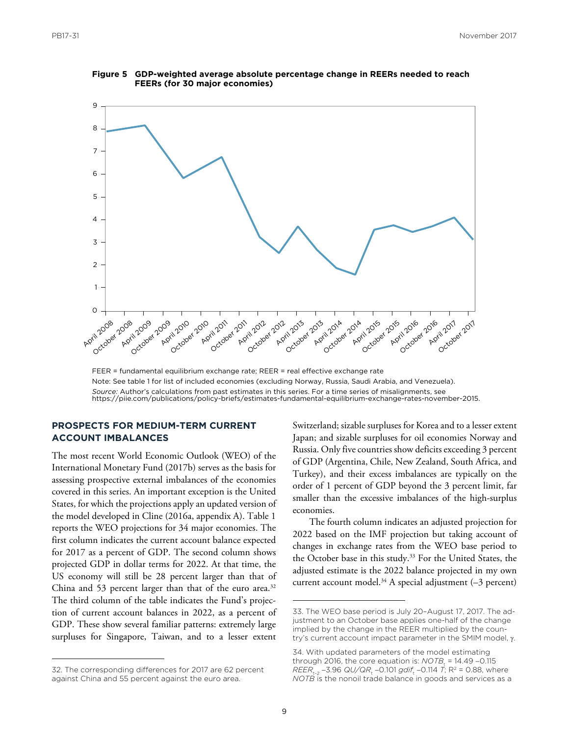**Figure 5 GDP-weighted average absolute percentage change in REERs needed to reach FEERs (for 30 major economies)**

FEER = fundamental equilibrium exchange rate; REER = real effective exchange rate

Note: See table 1 for list of included economies (excluding Norway, Russia, Saudi Arabia, and Venezuela).

*Source:* Author's calculations from past estimates in this series. For a time series of misalignments, see https://piie.com/publications/policy-briefs/estimates-fundamental-equilibrium-exchange-rates-november-2015.

## PROSPECTS FOR MEDIUM-TERM CURRENT ACCOUNT IMBALANCES

The most recent World Economic Outlook (WEO) of the International Monetary Fund (2017b) serves as the basis for assessing prospective external imbalances of the economies covered in this series. An important exception is the United States, for which the projections apply an updated version of the model developed in Cline (2016a, appendix A). Table 1 reports the WEO projections for 34 major economies. The first column indicates the current account balance expected for 2017 as a percent of GDP. The second column shows projected GDP in dollar terms for 2022. At that time, the US economy will still be 28 percent larger than that of China and 53 percent larger than that of the euro area.[32] The third column of the table indicates the Fund's projection of current account balances in 2022, as a percent of GDP. These show several familiar patterns: extremely large surpluses for Singapore, Taiwan, and to a lesser extent Switzerland; sizable surpluses for Korea and to a lesser extent Japan; and sizable surpluses for oil economies Norway and Russia. Only five countries show deficits exceeding 3 percent of GDP (Argentina, Chile, New Zealand, South Africa, and Turkey), and their excess imbalances are typically on the order of 1 percent of GDP beyond the 3 percent limit, far smaller than the excessive imbalances of the high-surplus economies.

The fourth column indicates an adjusted projection for 2022 based on the IMF projection but taking account of changes in exchange rates from the WEO base period to the October base in this study.[33] For the United States, the adjusted estimate is the 2022 balance projected in my own current account model.[34] A special adjustment (–3 percent)

---

32. The corresponding differences for 2017 are 62 percent against China and 55 percent against the euro area.

33. The WEO base period is July 20–August 17, 2017. The adjustment to an October base applies one-half of the change implied by the change in the REER multiplied by the country's current account impact parameter in the SMIM model, $\gamma$.

34. With updated parameters of the model estimating through 2016, the core equation is: $NOTB_t = 14.49 - 0.115\ REER_{t-2} - 3.96\ QU/QR_t - 0.101\ gdif_t - 0.114\ T$; $R^2 = 0.88$, where $NOTB$ is the nonoil trade balance in goods and services as a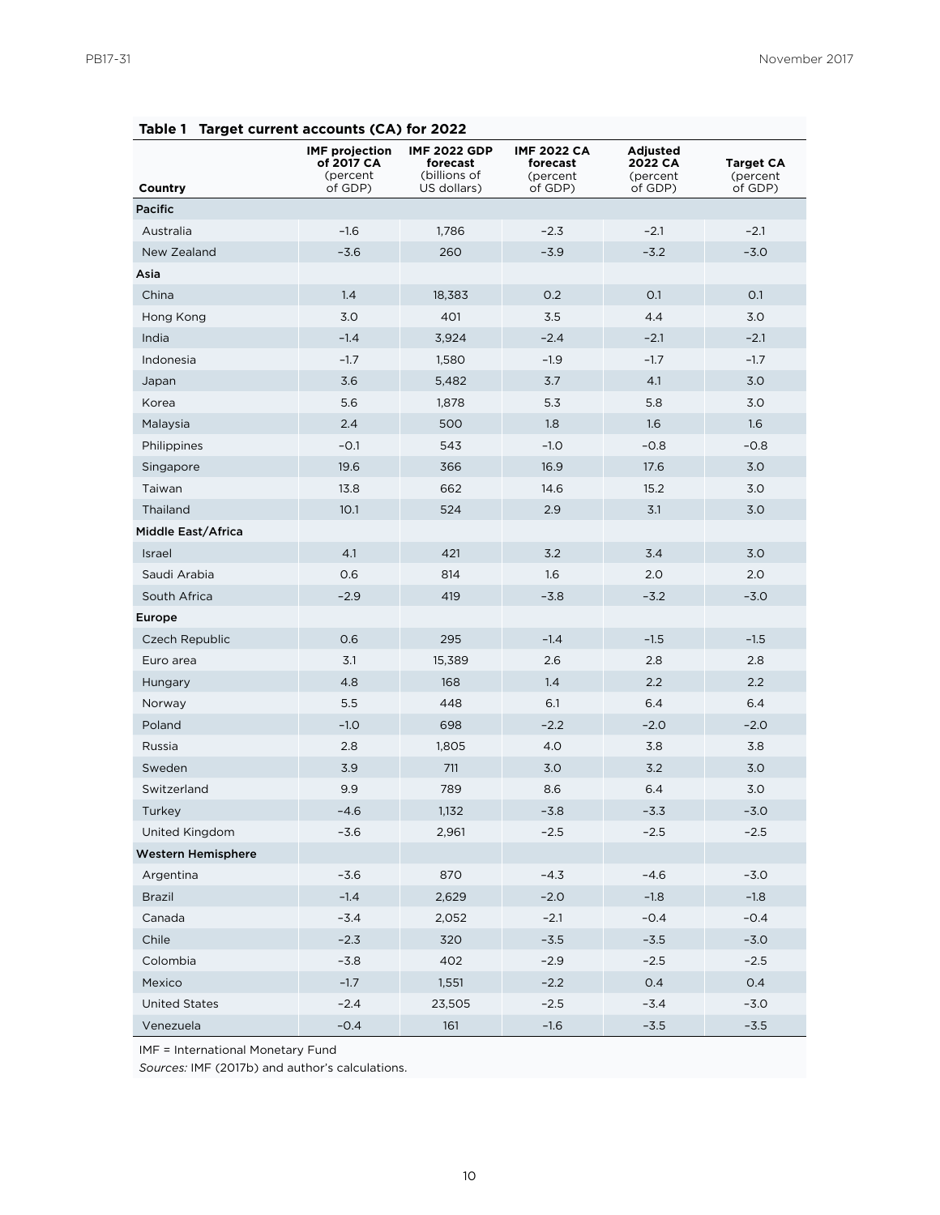**Table 1 Target current accounts (CA) for 2022**

| Country | IMF projection of 2017 CA (percent of GDP) | IMF 2022 GDP forecast (billions of US dollars) | IMF 2022 CA forecast (percent of GDP) | Adjusted 2022 CA (percent of GDP) | Target CA (percent of GDP) |
|---|---|---|---|---|---|
| **Pacific** | | | | | |
| Australia | −1.6 | 1,786 | −2.3 | −2.1 | −2.1 |
| New Zealand | −3.6 | 260 | −3.9 | −3.2 | −3.0 |
| **Asia** | | | | | |
| China | 1.4 | 18,383 | 0.2 | 0.1 | 0.1 |
| Hong Kong | 3.0 | 401 | 3.5 | 4.4 | 3.0 |
| India | −1.4 | 3,924 | −2.4 | −2.1 | −2.1 |
| Indonesia | −1.7 | 1,580 | −1.9 | −1.7 | −1.7 |
| Japan | 3.6 | 5,482 | 3.7 | 4.1 | 3.0 |
| Korea | 5.6 | 1,878 | 5.3 | 5.8 | 3.0 |
| Malaysia | 2.4 | 500 | 1.8 | 1.6 | 1.6 |
| Philippines | −0.1 | 543 | −1.0 | −0.8 | −0.8 |
| Singapore | 19.6 | 366 | 16.9 | 17.6 | 3.0 |
| Taiwan | 13.8 | 662 | 14.6 | 15.2 | 3.0 |
| Thailand | 10.1 | 524 | 2.9 | 3.1 | 3.0 |
| **Middle East/Africa** | | | | | |
| Israel | 4.1 | 421 | 3.2 | 3.4 | 3.0 |
| Saudi Arabia | 0.6 | 814 | 1.6 | 2.0 | 2.0 |
| South Africa | −2.9 | 419 | −3.8 | −3.2 | −3.0 |
| **Europe** | | | | | |
| Czech Republic | 0.6 | 295 | −1.4 | −1.5 | −1.5 |
| Euro area | 3.1 | 15,389 | 2.6 | 2.8 | 2.8 |
| Hungary | 4.8 | 168 | 1.4 | 2.2 | 2.2 |
| Norway | 5.5 | 448 | 6.1 | 6.4 | 6.4 |
| Poland | −1.0 | 698 | −2.2 | −2.0 | −2.0 |
| Russia | 2.8 | 1,805 | 4.0 | 3.8 | 3.8 |
| Sweden | 3.9 | 711 | 3.0 | 3.2 | 3.0 |
| Switzerland | 9.9 | 789 | 8.6 | 6.4 | 3.0 |
| Turkey | −4.6 | 1,132 | −3.8 | −3.3 | −3.0 |
| United Kingdom | −3.6 | 2,961 | −2.5 | −2.5 | −2.5 |
| **Western Hemisphere** | | | | | |
| Argentina | −3.6 | 870 | −4.3 | −4.6 | −3.0 |
| Brazil | −1.4 | 2,629 | −2.0 | −1.8 | −1.8 |
| Canada | −3.4 | 2,052 | −2.1 | −0.4 | −0.4 |
| Chile | −2.3 | 320 | −3.5 | −3.5 | −3.0 |
| Colombia | −3.8 | 402 | −2.9 | −2.5 | −2.5 |
| Mexico | −1.7 | 1,551 | −2.2 | 0.4 | 0.4 |
| United States | −2.4 | 23,505 | −2.5 | −3.4 | −3.0 |
| Venezuela | −0.4 | 161 | −1.6 | −3.5 | −3.5 |

IMF = International Monetary Fund

*Sources:* IMF (2017b) and author's calculations.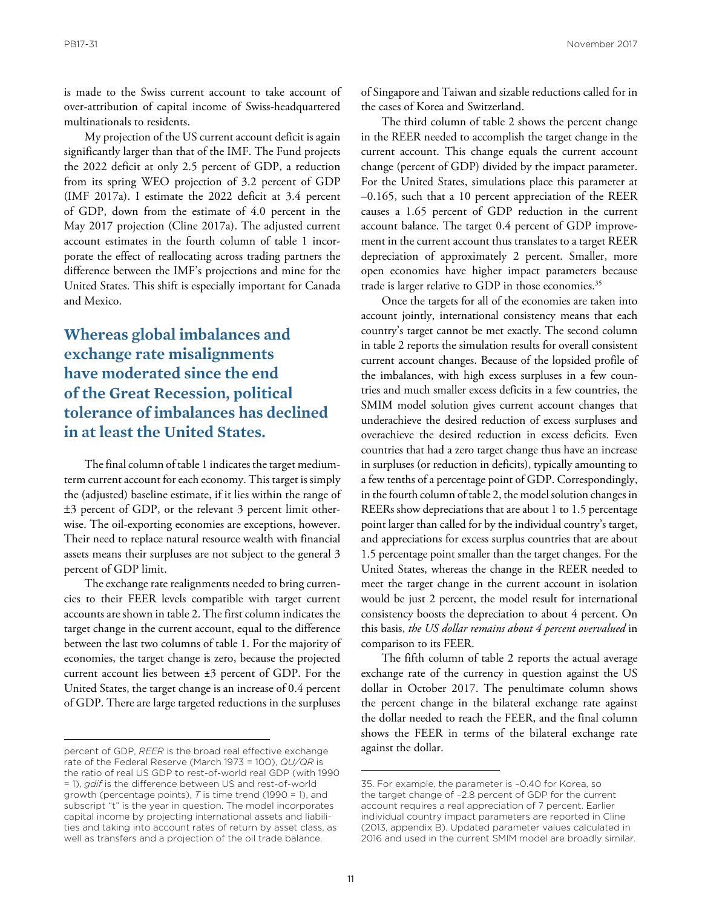is made to the Swiss current account to take account of over-attribution of capital income of Swiss-headquartered multinationals to residents.

My projection of the US current account deficit is again significantly larger than that of the IMF. The Fund projects the 2022 deficit at only 2.5 percent of GDP, a reduction from its spring WEO projection of 3.2 percent of GDP (IMF 2017a). I estimate the 2022 deficit at 3.4 percent of GDP, down from the estimate of 4.0 percent in the May 2017 projection (Cline 2017a). The adjusted current account estimates in the fourth column of table 1 incorporate the effect of reallocating across trading partners the difference between the IMF's projections and mine for the United States. This shift is especially important for Canada and Mexico.

## Whereas global imbalances and exchange rate misalignments have moderated since the end of the Great Recession, political tolerance of imbalances has declined in at least the United States.

The final column of table 1 indicates the target medium-term current account for each economy. This target is simply the (adjusted) baseline estimate, if it lies within the range of ±3 percent of GDP, or the relevant 3 percent limit otherwise. The oil-exporting economies are exceptions, however. Their need to replace natural resource wealth with financial assets means their surpluses are not subject to the general 3 percent of GDP limit.

The exchange rate realignments needed to bring currencies to their FEER levels compatible with target current accounts are shown in table 2. The first column indicates the target change in the current account, equal to the difference between the last two columns of table 1. For the majority of economies, the target change is zero, because the projected current account lies between ±3 percent of GDP. For the United States, the target change is an increase of 0.4 percent of GDP. There are large targeted reductions in the surpluses of Singapore and Taiwan and sizable reductions called for in the cases of Korea and Switzerland.

The third column of table 2 shows the percent change in the REER needed to accomplish the target change in the current account. This change equals the current account change (percent of GDP) divided by the impact parameter. For the United States, simulations place this parameter at –0.165, such that a 10 percent appreciation of the REER causes a 1.65 percent of GDP reduction in the current account balance. The target 0.4 percent of GDP improvement in the current account thus translates to a target REER depreciation of approximately 2 percent. Smaller, more open economies have higher impact parameters because trade is larger relative to GDP in those economies.[35]

Once the targets for all of the economies are taken into account jointly, international consistency means that each country's target cannot be met exactly. The second column in table 2 reports the simulation results for overall consistent current account changes. Because of the lopsided profile of the imbalances, with high excess surpluses in a few countries and much smaller excess deficits in a few countries, the SMIM model solution gives current account changes that underachieve the desired reduction of excess surpluses and overachieve the desired reduction in excess deficits. Even countries that had a zero target change thus have an increase in surpluses (or reduction in deficits), typically amounting to a few tenths of a percentage point of GDP. Correspondingly, in the fourth column of table 2, the model solution changes in REERs show depreciations that are about 1 to 1.5 percentage point larger than called for by the individual country's target, and appreciations for excess surplus countries that are about 1.5 percentage point smaller than the target changes. For the United States, whereas the change in the REER needed to meet the target change in the current account in isolation would be just 2 percent, the model result for international consistency boosts the depreciation to about 4 percent. On this basis, *the US dollar remains about 4 percent overvalued* in comparison to its FEER.

The fifth column of table 2 reports the actual average exchange rate of the currency in question against the US dollar in October 2017. The penultimate column shows the percent change in the bilateral exchange rate against the dollar needed to reach the FEER, and the final column shows the FEER in terms of the bilateral exchange rate against the dollar.

---

percent of GDP, *REER* is the broad real effective exchange rate of the Federal Reserve (March 1973 = 100), *QU/QR* is the ratio of real US GDP to rest-of-world real GDP (with 1990 = 1), *gdif* is the difference between US and rest-of-world growth (percentage points), *T* is time trend (1990 = 1), and subscript "t" is the year in question. The model incorporates capital income by projecting international assets and liabilities and taking into account rates of return by asset class, as well as transfers and a projection of the oil trade balance.

35. For example, the parameter is –0.40 for Korea, so the target change of –2.8 percent of GDP for the current account requires a real appreciation of 7 percent. Earlier individual country impact parameters are reported in Cline (2013, appendix B). Updated parameter values calculated in 2016 and used in the current SMIM model are broadly similar.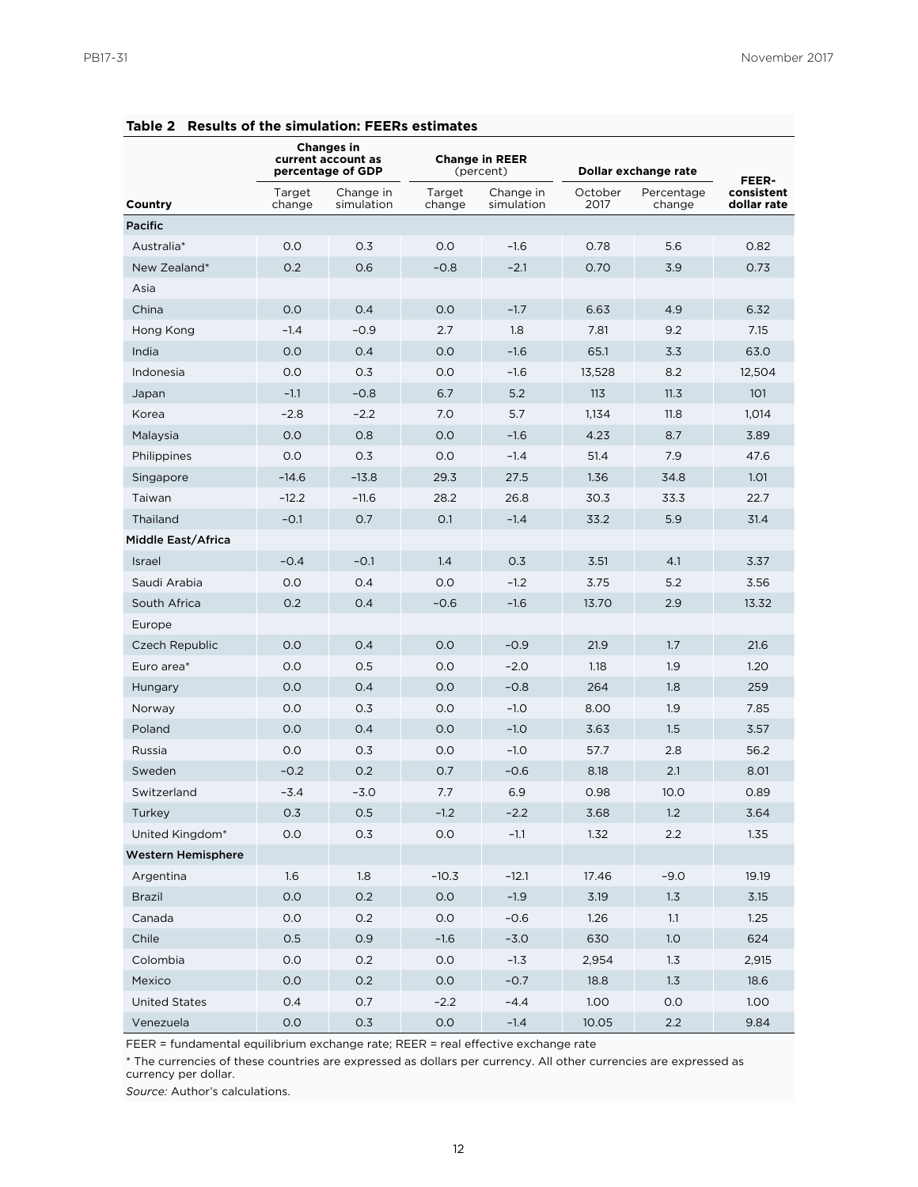**Table 2 Results of the simulation: FEERs estimates**

| | Changes in current account as percentage of GDP | | Change in REER (percent) | | Dollar exchange rate | | FEER-consistent dollar rate |
|---|---|---|---|---|---|---|---|
| Country | Target change | Change in simulation | Target change | Change in simulation | October 2017 | Percentage change | |
| **Pacific** | | | | | | | |
| Australia* | 0.0 | 0.3 | 0.0 | –1.6 | 0.78 | 5.6 | 0.82 |
| New Zealand* | 0.2 | 0.6 | –0.8 | –2.1 | 0.70 | 3.9 | 0.73 |
| Asia | | | | | | | |
| China | 0.0 | 0.4 | 0.0 | –1.7 | 6.63 | 4.9 | 6.32 |
| Hong Kong | –1.4 | –0.9 | 2.7 | 1.8 | 7.81 | 9.2 | 7.15 |
| India | 0.0 | 0.4 | 0.0 | –1.6 | 65.1 | 3.3 | 63.0 |
| Indonesia | 0.0 | 0.3 | 0.0 | –1.6 | 13,528 | 8.2 | 12,504 |
| Japan | –1.1 | –0.8 | 6.7 | 5.2 | 113 | 11.3 | 101 |
| Korea | –2.8 | –2.2 | 7.0 | 5.7 | 1,134 | 11.8 | 1,014 |
| Malaysia | 0.0 | 0.8 | 0.0 | –1.6 | 4.23 | 8.7 | 3.89 |
| Philippines | 0.0 | 0.3 | 0.0 | –1.4 | 51.4 | 7.9 | 47.6 |
| Singapore | –14.6 | –13.8 | 29.3 | 27.5 | 1.36 | 34.8 | 1.01 |
| Taiwan | –12.2 | –11.6 | 28.2 | 26.8 | 30.3 | 33.3 | 22.7 |
| Thailand | –0.1 | 0.7 | 0.1 | –1.4 | 33.2 | 5.9 | 31.4 |
| **Middle East/Africa** | | | | | | | |
| Israel | –0.4 | –0.1 | 1.4 | 0.3 | 3.51 | 4.1 | 3.37 |
| Saudi Arabia | 0.0 | 0.4 | 0.0 | –1.2 | 3.75 | 5.2 | 3.56 |
| South Africa | 0.2 | 0.4 | –0.6 | –1.6 | 13.70 | 2.9 | 13.32 |
| Europe | | | | | | | |
| Czech Republic | 0.0 | 0.4 | 0.0 | –0.9 | 21.9 | 1.7 | 21.6 |
| Euro area* | 0.0 | 0.5 | 0.0 | –2.0 | 1.18 | 1.9 | 1.20 |
| Hungary | 0.0 | 0.4 | 0.0 | –0.8 | 264 | 1.8 | 259 |
| Norway | 0.0 | 0.3 | 0.0 | –1.0 | 8.00 | 1.9 | 7.85 |
| Poland | 0.0 | 0.4 | 0.0 | –1.0 | 3.63 | 1.5 | 3.57 |
| Russia | 0.0 | 0.3 | 0.0 | –1.0 | 57.7 | 2.8 | 56.2 |
| Sweden | –0.2 | 0.2 | 0.7 | –0.6 | 8.18 | 2.1 | 8.01 |
| Switzerland | –3.4 | –3.0 | 7.7 | 6.9 | 0.98 | 10.0 | 0.89 |
| Turkey | 0.3 | 0.5 | –1.2 | –2.2 | 3.68 | 1.2 | 3.64 |
| United Kingdom* | 0.0 | 0.3 | 0.0 | –1.1 | 1.32 | 2.2 | 1.35 |
| **Western Hemisphere** | | | | | | | |
| Argentina | 1.6 | 1.8 | –10.3 | –12.1 | 17.46 | –9.0 | 19.19 |
| Brazil | 0.0 | 0.2 | 0.0 | –1.9 | 3.19 | 1.3 | 3.15 |
| Canada | 0.0 | 0.2 | 0.0 | –0.6 | 1.26 | 1.1 | 1.25 |
| Chile | 0.5 | 0.9 | –1.6 | –3.0 | 630 | 1.0 | 624 |
| Colombia | 0.0 | 0.2 | 0.0 | –1.3 | 2,954 | 1.3 | 2,915 |
| Mexico | 0.0 | 0.2 | 0.0 | –0.7 | 18.8 | 1.3 | 18.6 |
| United States | 0.4 | 0.7 | –2.2 | –4.4 | 1.00 | 0.0 | 1.00 |
| Venezuela | 0.0 | 0.3 | 0.0 | –1.4 | 10.05 | 2.2 | 9.84 |

FEER = fundamental equilibrium exchange rate; REER = real effective exchange rate

* The currencies of these countries are expressed as dollars per currency. All other currencies are expressed as currency per dollar.

*Source:* Author's calculations.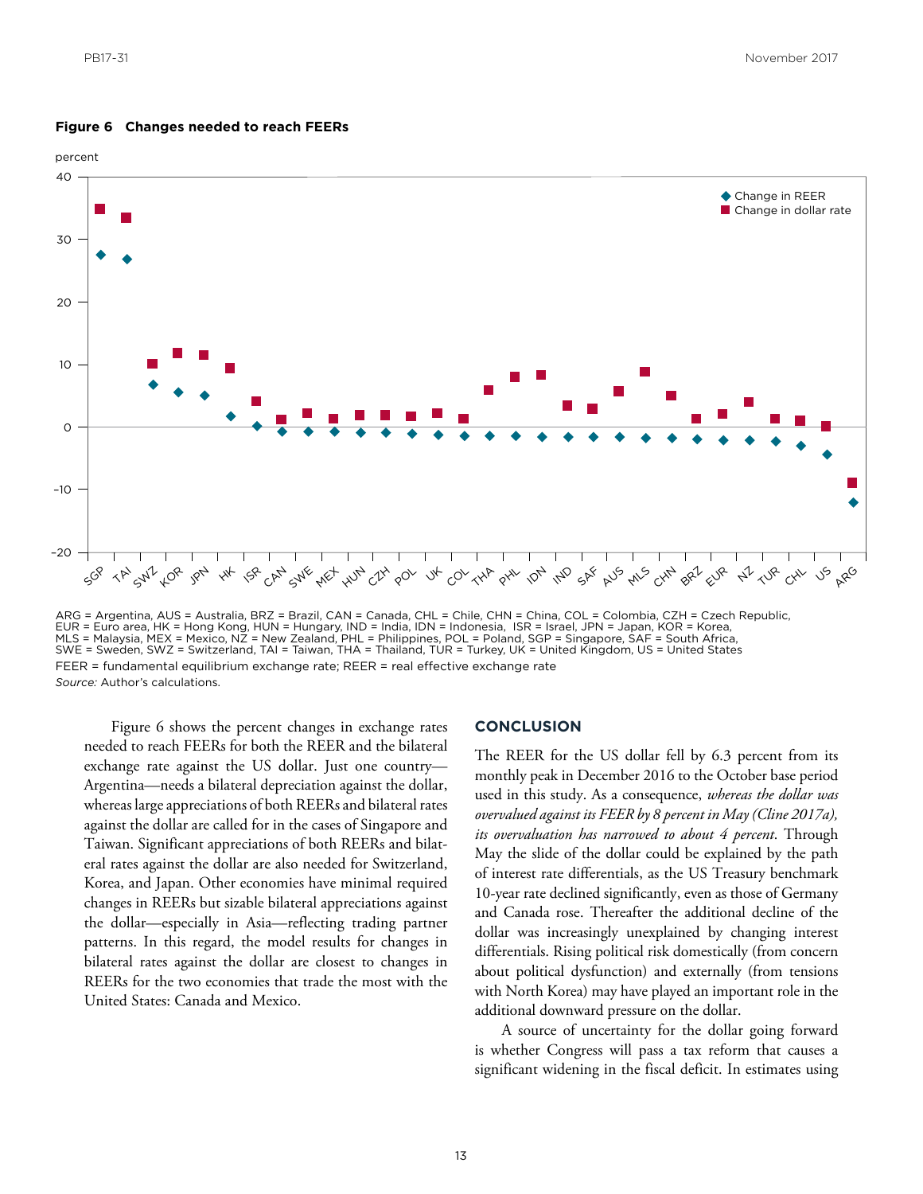**Figure 6   Changes needed to reach FEERs**

percent

ARG = Argentina, AUS = Australia, BRZ = Brazil, CAN = Canada, CHL = Chile, CHN = China, COL = Colombia, CZH = Czech Republic, EUR = Euro area, HK = Hong Kong, HUN = Hungary, IND = India, IDN = Indonesia, ISR = Israel, JPN = Japan, KOR = Korea, MLS = Malaysia, MEX = Mexico, NZ = New Zealand, PHL = Philippines, POL = Poland, SGP = Singapore, SAF = South Africa, SWE = Sweden, SWZ = Switzerland, TAI = Taiwan, THA = Thailand, TUR = Turkey, UK = United Kingdom, US = United States

FEER = fundamental equilibrium exchange rate; REER = real effective exchange rate

*Source:* Author's calculations.

Figure 6 shows the percent changes in exchange rates needed to reach FEERs for both the REER and the bilateral exchange rate against the US dollar. Just one country—Argentina—needs a bilateral depreciation against the dollar, whereas large appreciations of both REERs and bilateral rates against the dollar are called for in the cases of Singapore and Taiwan. Significant appreciations of both REERs and bilateral rates against the dollar are also needed for Switzerland, Korea, and Japan. Other economies have minimal required changes in REERs but sizable bilateral appreciations against the dollar—especially in Asia—reflecting trading partner patterns. In this regard, the model results for changes in bilateral rates against the dollar are closest to changes in REERs for the two economies that trade the most with the United States: Canada and Mexico.

## CONCLUSION

The REER for the US dollar fell by 6.3 percent from its monthly peak in December 2016 to the October base period used in this study. As a consequence, *whereas the dollar was overvalued against its FEER by 8 percent in May (Cline 2017a), its overvaluation has narrowed to about 4 percent*. Through May the slide of the dollar could be explained by the path of interest rate differentials, as the US Treasury benchmark 10-year rate declined significantly, even as those of Germany and Canada rose. Thereafter the additional decline of the dollar was increasingly unexplained by changing interest differentials. Rising political risk domestically (from concern about political dysfunction) and externally (from tensions with North Korea) may have played an important role in the additional downward pressure on the dollar.

A source of uncertainty for the dollar going forward is whether Congress will pass a tax reform that causes a significant widening in the fiscal deficit. In estimates using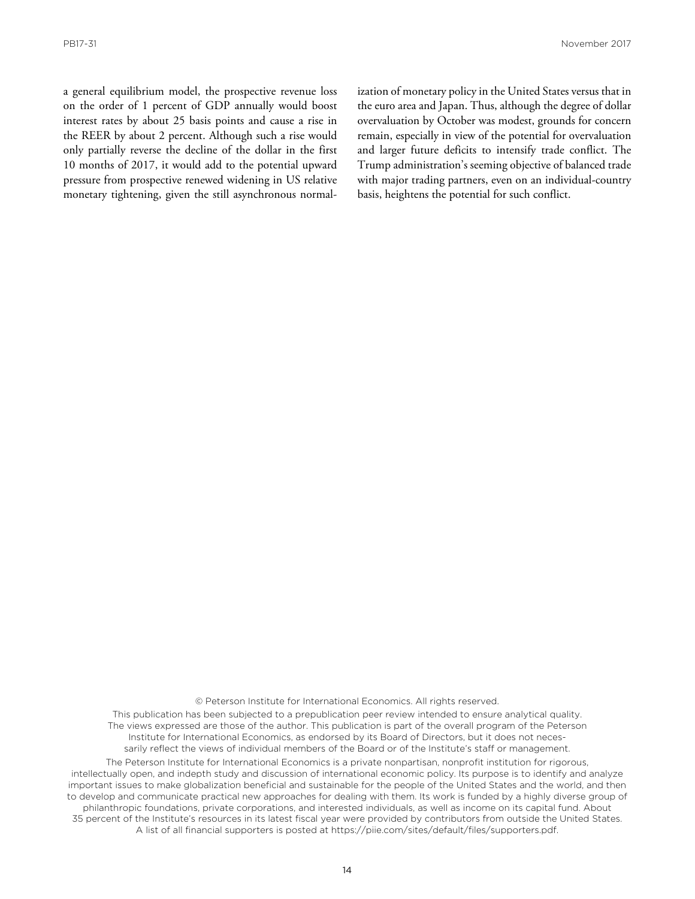a general equilibrium model, the prospective revenue loss on the order of 1 percent of GDP annually would boost interest rates by about 25 basis points and cause a rise in the REER by about 2 percent. Although such a rise would only partially reverse the decline of the dollar in the first 10 months of 2017, it would add to the potential upward pressure from prospective renewed widening in US relative monetary tightening, given the still asynchronous normalization of monetary policy in the United States versus that in the euro area and Japan. Thus, although the degree of dollar overvaluation by October was modest, grounds for concern remain, especially in view of the potential for overvaluation and larger future deficits to intensify trade conflict. The Trump administration's seeming objective of balanced trade with major trading partners, even on an individual-country basis, heightens the potential for such conflict.

© Peterson Institute for International Economics. All rights reserved.

This publication has been subjected to a prepublication peer review intended to ensure analytical quality. The views expressed are those of the author. This publication is part of the overall program of the Peterson Institute for International Economics, as endorsed by its Board of Directors, but it does not necessarily reflect the views of individual members of the Board or of the Institute's staff or management.

The Peterson Institute for International Economics is a private nonpartisan, nonprofit institution for rigorous, intellectually open, and indepth study and discussion of international economic policy. Its purpose is to identify and analyze important issues to make globalization beneficial and sustainable for the people of the United States and the world, and then to develop and communicate practical new approaches for dealing with them. Its work is funded by a highly diverse group of philanthropic foundations, private corporations, and interested individuals, as well as income on its capital fund. About 35 percent of the Institute's resources in its latest fiscal year were provided by contributors from outside the United States. A list of all financial supporters is posted at https://piie.com/sites/default/files/supporters.pdf.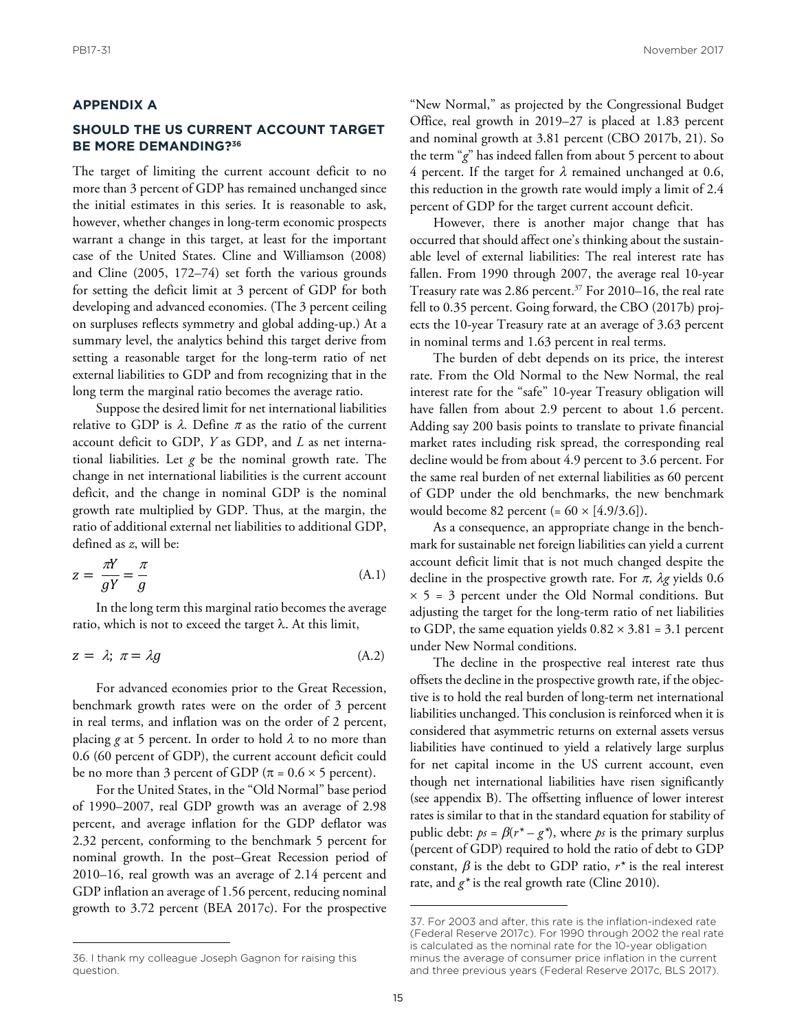## APPENDIX A

### SHOULD THE US CURRENT ACCOUNT TARGET BE MORE DEMANDING?[36]

The target of limiting the current account deficit to no more than 3 percent of GDP has remained unchanged since the initial estimates in this series. It is reasonable to ask, however, whether changes in long-term economic prospects warrant a change in this target, at least for the important case of the United States. Cline and Williamson (2008) and Cline (2005, 172–74) set forth the various grounds for setting the deficit limit at 3 percent of GDP for both developing and advanced economies. (The 3 percent ceiling on surpluses reflects symmetry and global adding-up.) At a summary level, the analytics behind this target derive from setting a reasonable target for the long-term ratio of net external liabilities to GDP and from recognizing that in the long term the marginal ratio becomes the average ratio.

Suppose the desired limit for net international liabilities relative to GDP is $\lambda$. Define $\pi$ as the ratio of the current account deficit to GDP, $Y$ as GDP, and $L$ as net international liabilities. Let $g$ be the nominal growth rate. The change in net international liabilities is the current account deficit, and the change in nominal GDP is the nominal growth rate multiplied by GDP. Thus, at the margin, the ratio of additional external net liabilities to additional GDP, defined as $z$, will be:

$$z = \frac{\pi Y}{gY} = \frac{\pi}{g} \tag{A.1}$$

In the long term this marginal ratio becomes the average ratio, which is not to exceed the target $\lambda$. At this limit,

$$z = \lambda; \; \pi = \lambda g \tag{A.2}$$

For advanced economies prior to the Great Recession, benchmark growth rates were on the order of 3 percent in real terms, and inflation was on the order of 2 percent, placing $g$ at 5 percent. In order to hold $\lambda$ to no more than 0.6 (60 percent of GDP), the current account deficit could be no more than 3 percent of GDP ($\pi = 0.6 \times 5$ percent).

For the United States, in the "Old Normal" base period of 1990–2007, real GDP growth was an average of 2.98 percent, and average inflation for the GDP deflator was 2.32 percent, conforming to the benchmark 5 percent for nominal growth. In the post–Great Recession period of 2010–16, real growth was an average of 2.14 percent and GDP inflation an average of 1.56 percent, reducing nominal growth to 3.72 percent (BEA 2017c). For the prospective "New Normal," as projected by the Congressional Budget Office, real growth in 2019–27 is placed at 1.83 percent and nominal growth at 3.81 percent (CBO 2017b, 21). So the term "$g$" has indeed fallen from about 5 percent to about 4 percent. If the target for $\lambda$ remained unchanged at 0.6, this reduction in the growth rate would imply a limit of 2.4 percent of GDP for the target current account deficit.

However, there is another major change that has occurred that should affect one's thinking about the sustainable level of external liabilities: The real interest rate has fallen. From 1990 through 2007, the average real 10-year Treasury rate was 2.86 percent.[37] For 2010–16, the real rate fell to 0.35 percent. Going forward, the CBO (2017b) projects the 10-year Treasury rate at an average of 3.63 percent in nominal terms and 1.63 percent in real terms.

The burden of debt depends on its price, the interest rate. From the Old Normal to the New Normal, the real interest rate for the "safe" 10-year Treasury obligation will have fallen from about 2.9 percent to about 1.6 percent. Adding say 200 basis points to translate to private financial market rates including risk spread, the corresponding real decline would be from about 4.9 percent to 3.6 percent. For the same real burden of net external liabilities as 60 percent of GDP under the old benchmarks, the new benchmark would become 82 percent (= $60 \times [4.9/3.6]$).

As a consequence, an appropriate change in the benchmark for sustainable net foreign liabilities can yield a current account deficit limit that is not much changed despite the decline in the prospective growth rate. For $\pi$, $\lambda g$ yields $0.6 \times 5 = 3$ percent under the Old Normal conditions. But adjusting the target for the long-term ratio of net liabilities to GDP, the same equation yields $0.82 \times 3.81 = 3.1$ percent under New Normal conditions.

The decline in the prospective real interest rate thus offsets the decline in the prospective growth rate, if the objective is to hold the real burden of long-term net international liabilities unchanged. This conclusion is reinforced when it is considered that asymmetric returns on external assets versus liabilities have continued to yield a relatively large surplus for net capital income in the US current account, even though net international liabilities have risen significantly (see appendix B). The offsetting influence of lower interest rates is similar to that in the standard equation for stability of public debt: $ps = \beta(r^* - g^*)$, where $ps$ is the primary surplus (percent of GDP) required to hold the ratio of debt to GDP constant, $\beta$ is the debt to GDP ratio, $r^*$ is the real interest rate, and $g^*$ is the real growth rate (Cline 2010).

---

36. I thank my colleague Joseph Gagnon for raising this question.

37. For 2003 and after, this rate is the inflation-indexed rate (Federal Reserve 2017c). For 1990 through 2002 the real rate is calculated as the nominal rate for the 10-year obligation minus the average of consumer price inflation in the current and three previous years (Federal Reserve 2017c, BLS 2017).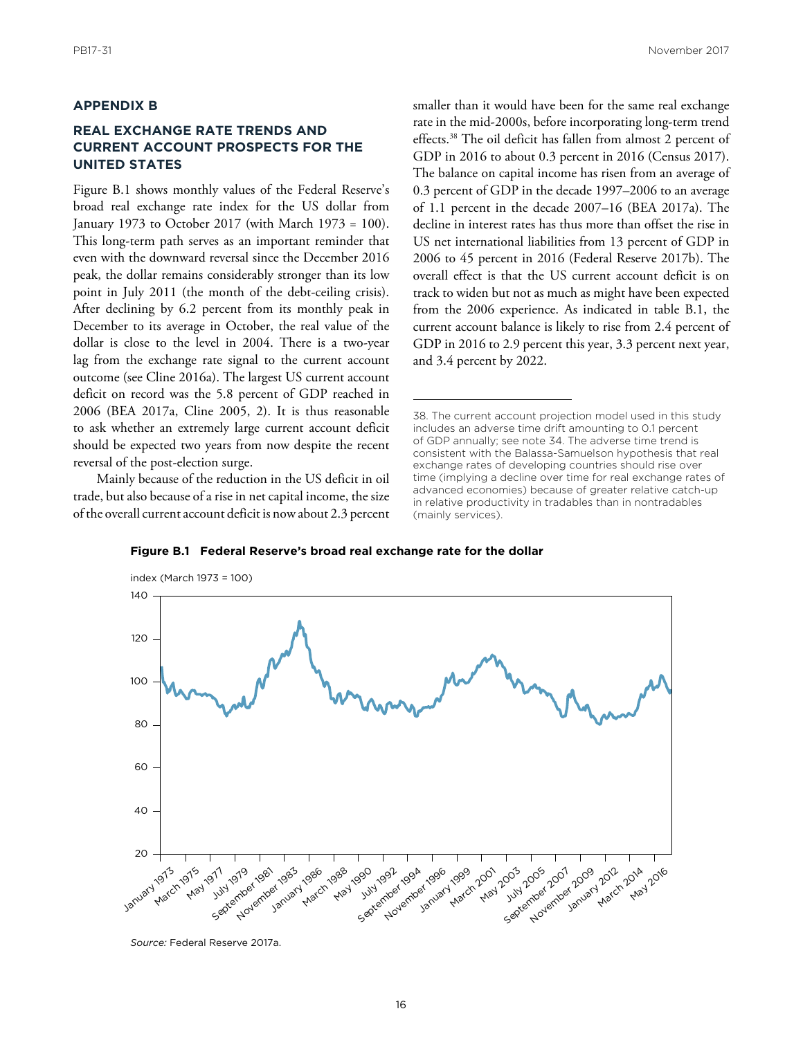## APPENDIX B

## REAL EXCHANGE RATE TRENDS AND CURRENT ACCOUNT PROSPECTS FOR THE UNITED STATES

Figure B.1 shows monthly values of the Federal Reserve's broad real exchange rate index for the US dollar from January 1973 to October 2017 (with March 1973 = 100). This long-term path serves as an important reminder that even with the downward reversal since the December 2016 peak, the dollar remains considerably stronger than its low point in July 2011 (the month of the debt-ceiling crisis). After declining by 6.2 percent from its monthly peak in December to its average in October, the real value of the dollar is close to the level in 2004. There is a two-year lag from the exchange rate signal to the current account outcome (see Cline 2016a). The largest US current account deficit on record was the 5.8 percent of GDP reached in 2006 (BEA 2017a, Cline 2005, 2). It is thus reasonable to ask whether an extremely large current account deficit should be expected two years from now despite the recent reversal of the post-election surge.

Mainly because of the reduction in the US deficit in oil trade, but also because of a rise in net capital income, the size of the overall current account deficit is now about 2.3 percent smaller than it would have been for the same real exchange rate in the mid-2000s, before incorporating long-term trend effects.[38] The oil deficit has fallen from almost 2 percent of GDP in 2016 to about 0.3 percent in 2016 (Census 2017). The balance on capital income has risen from an average of 0.3 percent of GDP in the decade 1997–2006 to an average of 1.1 percent in the decade 2007–16 (BEA 2017a). The decline in interest rates has thus more than offset the rise in US net international liabilities from 13 percent of GDP in 2006 to 45 percent in 2016 (Federal Reserve 2017b). The overall effect is that the US current account deficit is on track to widen but not as much as might have been expected from the 2006 experience. As indicated in table B.1, the current account balance is likely to rise from 2.4 percent of GDP in 2016 to 2.9 percent this year, 3.3 percent next year, and 3.4 percent by 2022.

38. The current account projection model used in this study includes an adverse time drift amounting to 0.1 percent of GDP annually; see note 34. The adverse time trend is consistent with the Balassa-Samuelson hypothesis that real exchange rates of developing countries should rise over time (implying a decline over time for real exchange rates of advanced economies) because of greater relative catch-up in relative productivity in tradables than in nontradables (mainly services).

**Figure B.1 Federal Reserve's broad real exchange rate for the dollar**

*Source:* Federal Reserve 2017a.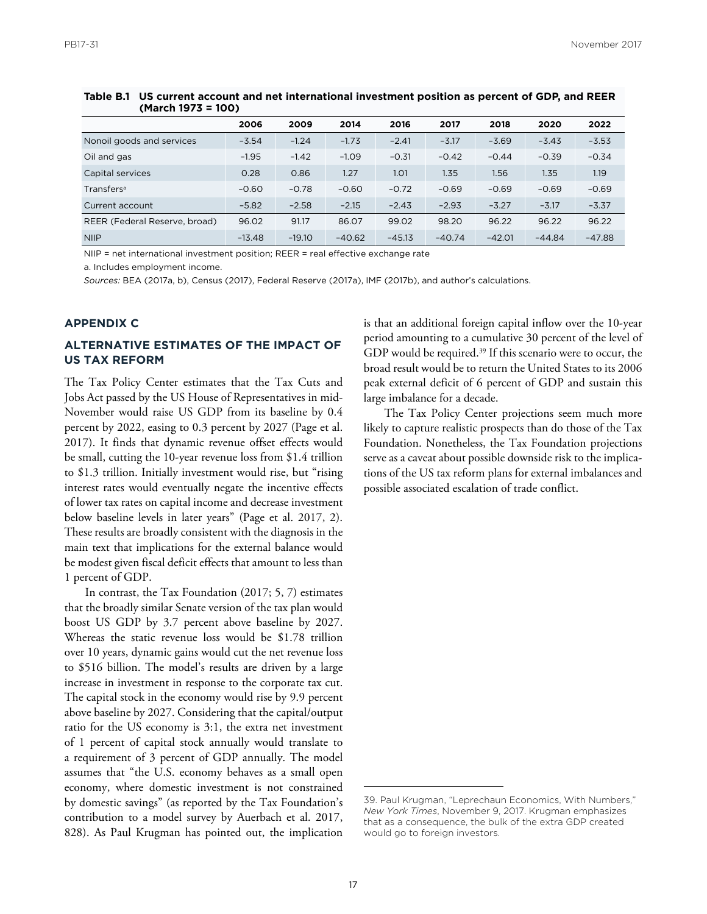**Table B.1 US current account and net international investment position as percent of GDP, and REER (March 1973 = 100)**

| | 2006 | 2009 | 2014 | 2016 | 2017 | 2018 | 2020 | 2022 |
|---|---|---|---|---|---|---|---|---|
| Nonoil goods and services | −3.54 | −1.24 | −1.73 | −2.41 | −3.17 | −3.69 | −3.43 | −3.53 |
| Oil and gas | −1.95 | −1.42 | −1.09 | −0.31 | −0.42 | −0.44 | −0.39 | −0.34 |
| Capital services | 0.28 | 0.86 | 1.27 | 1.01 | 1.35 | 1.56 | 1.35 | 1.19 |
| Transfers[a] | −0.60 | −0.78 | −0.60 | −0.72 | −0.69 | −0.69 | −0.69 | −0.69 |
| Current account | −5.82 | −2.58 | −2.15 | −2.43 | −2.93 | −3.27 | −3.17 | −3.37 |
| REER (Federal Reserve, broad) | 96.02 | 91.17 | 86.07 | 99.02 | 98.20 | 96.22 | 96.22 | 96.22 |
| NIIP | −13.48 | −19.10 | −40.62 | −45.13 | −40.74 | −42.01 | −44.84 | −47.88 |

NIIP = net international investment position; REER = real effective exchange rate

a. Includes employment income.

*Sources:* BEA (2017a, b), Census (2017), Federal Reserve (2017a), IMF (2017b), and author's calculations.

## APPENDIX C

## ALTERNATIVE ESTIMATES OF THE IMPACT OF US TAX REFORM

The Tax Policy Center estimates that the Tax Cuts and Jobs Act passed by the US House of Representatives in mid-November would raise US GDP from its baseline by 0.4 percent by 2022, easing to 0.3 percent by 2027 (Page et al. 2017). It finds that dynamic revenue offset effects would be small, cutting the 10-year revenue loss from $1.4 trillion to $1.3 trillion. Initially investment would rise, but "rising interest rates would eventually negate the incentive effects of lower tax rates on capital income and decrease investment below baseline levels in later years" (Page et al. 2017, 2). These results are broadly consistent with the diagnosis in the main text that implications for the external balance would be modest given fiscal deficit effects that amount to less than 1 percent of GDP.

In contrast, the Tax Foundation (2017; 5, 7) estimates that the broadly similar Senate version of the tax plan would boost US GDP by 3.7 percent above baseline by 2027. Whereas the static revenue loss would be $1.78 trillion over 10 years, dynamic gains would cut the net revenue loss to $516 billion. The model's results are driven by a large increase in investment in response to the corporate tax cut. The capital stock in the economy would rise by 9.9 percent above baseline by 2027. Considering that the capital/output ratio for the US economy is 3:1, the extra net investment of 1 percent of capital stock annually would translate to a requirement of 3 percent of GDP annually. The model assumes that "the U.S. economy behaves as a small open economy, where domestic investment is not constrained by domestic savings" (as reported by the Tax Foundation's contribution to a model survey by Auerbach et al. 2017, 828). As Paul Krugman has pointed out, the implication is that an additional foreign capital inflow over the 10-year period amounting to a cumulative 30 percent of the level of GDP would be required.[39] If this scenario were to occur, the broad result would be to return the United States to its 2006 peak external deficit of 6 percent of GDP and sustain this large imbalance for a decade.

The Tax Policy Center projections seem much more likely to capture realistic prospects than do those of the Tax Foundation. Nonetheless, the Tax Foundation projections serve as a caveat about possible downside risk to the implications of the US tax reform plans for external imbalances and possible associated escalation of trade conflict.

39. Paul Krugman, "Leprechaun Economics, With Numbers," *New York Times*, November 9, 2017. Krugman emphasizes that as a consequence, the bulk of the extra GDP created would go to foreign investors.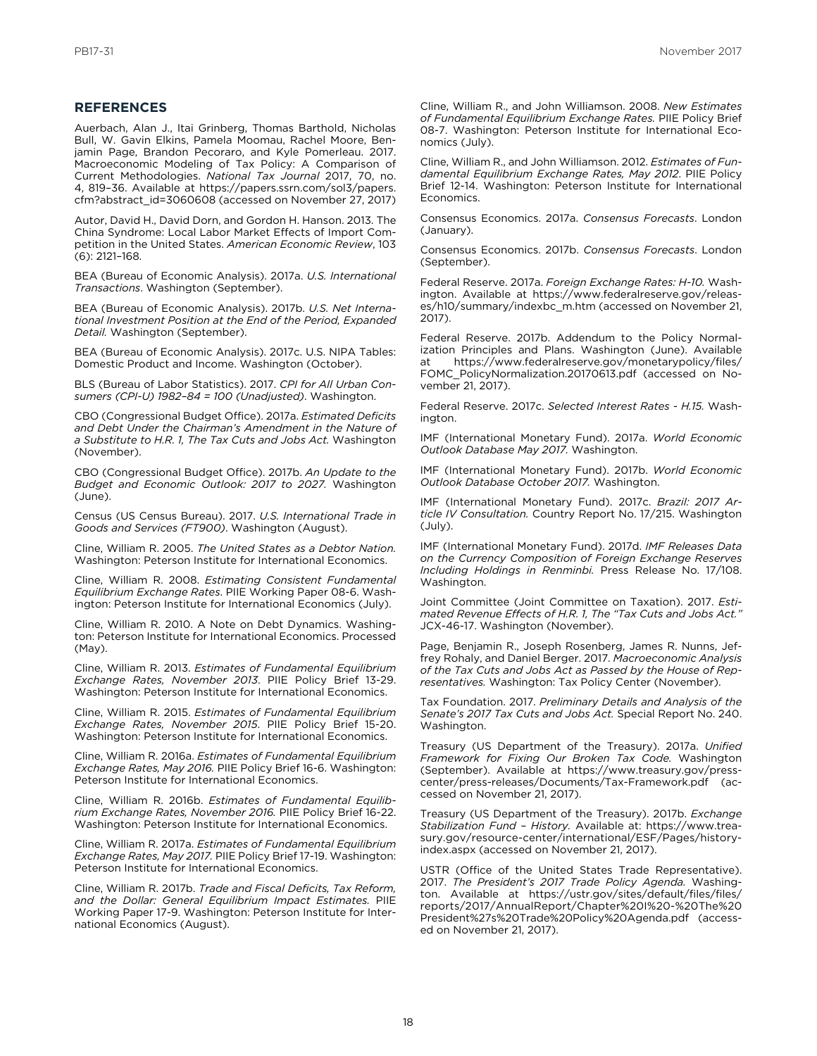## REFERENCES

Auerbach, Alan J., Itai Grinberg, Thomas Barthold, Nicholas Bull, W. Gavin Elkins, Pamela Moomau, Rachel Moore, Benjamin Page, Brandon Pecoraro, and Kyle Pomerleau. 2017. Macroeconomic Modeling of Tax Policy: A Comparison of Current Methodologies. *National Tax Journal* 2017, 70, no. 4, 819–36. Available at https://papers.ssrn.com/sol3/papers.cfm?abstract_id=3060608 (accessed on November 27, 2017)

Autor, David H., David Dorn, and Gordon H. Hanson. 2013. The China Syndrome: Local Labor Market Effects of Import Competition in the United States. *American Economic Review*, 103 (6): 2121–168.

BEA (Bureau of Economic Analysis). 2017a. *U.S. International Transactions*. Washington (September).

BEA (Bureau of Economic Analysis). 2017b. *U.S. Net International Investment Position at the End of the Period, Expanded Detail.* Washington (September).

BEA (Bureau of Economic Analysis). 2017c. U.S. NIPA Tables: Domestic Product and Income. Washington (October).

BLS (Bureau of Labor Statistics). 2017. *CPI for All Urban Consumers (CPI-U) 1982–84 = 100 (Unadjusted)*. Washington.

CBO (Congressional Budget Office). 2017a. *Estimated Deficits and Debt Under the Chairman's Amendment in the Nature of a Substitute to H.R. 1, The Tax Cuts and Jobs Act.* Washington (November).

CBO (Congressional Budget Office). 2017b. *An Update to the Budget and Economic Outlook: 2017 to 2027.* Washington (June).

Census (US Census Bureau). 2017. *U.S. International Trade in Goods and Services (FT900)*. Washington (August).

Cline, William R. 2005. *The United States as a Debtor Nation.* Washington: Peterson Institute for International Economics.

Cline, William R. 2008. *Estimating Consistent Fundamental Equilibrium Exchange Rates*. PIIE Working Paper 08-6. Washington: Peterson Institute for International Economics (July).

Cline, William R. 2010. A Note on Debt Dynamics. Washington: Peterson Institute for International Economics. Processed (May).

Cline, William R. 2013. *Estimates of Fundamental Equilibrium Exchange Rates, November 2013*. PIIE Policy Brief 13-29. Washington: Peterson Institute for International Economics.

Cline, William R. 2015. *Estimates of Fundamental Equilibrium Exchange Rates, November 2015*. PIIE Policy Brief 15-20. Washington: Peterson Institute for International Economics.

Cline, William R. 2016a. *Estimates of Fundamental Equilibrium Exchange Rates, May 2016.* PIIE Policy Brief 16-6. Washington: Peterson Institute for International Economics.

Cline, William R. 2016b. *Estimates of Fundamental Equilibrium Exchange Rates, November 2016.* PIIE Policy Brief 16-22. Washington: Peterson Institute for International Economics.

Cline, William R. 2017a. *Estimates of Fundamental Equilibrium Exchange Rates, May 2017.* PIIE Policy Brief 17-19. Washington: Peterson Institute for International Economics.

Cline, William R. 2017b. *Trade and Fiscal Deficits, Tax Reform, and the Dollar: General Equilibrium Impact Estimates.* PIIE Working Paper 17-9. Washington: Peterson Institute for International Economics (August).

Cline, William R., and John Williamson. 2008. *New Estimates of Fundamental Equilibrium Exchange Rates.* PIIE Policy Brief 08-7. Washington: Peterson Institute for International Economics (July).

Cline, William R., and John Williamson. 2012. *Estimates of Fundamental Equilibrium Exchange Rates, May 2012*. PIIE Policy Brief 12-14. Washington: Peterson Institute for International Economics.

Consensus Economics. 2017a. *Consensus Forecasts*. London (January).

Consensus Economics. 2017b. *Consensus Forecasts*. London (September).

Federal Reserve. 2017a. *Foreign Exchange Rates: H-10.* Washington. Available at https://www.federalreserve.gov/releases/h10/summary/indexbc_m.htm (accessed on November 21, 2017).

Federal Reserve. 2017b. Addendum to the Policy Normalization Principles and Plans. Washington (June). Available at https://www.federalreserve.gov/monetarypolicy/files/FOMC_PolicyNormalization.20170613.pdf (accessed on November 21, 2017).

Federal Reserve. 2017c. *Selected Interest Rates - H.15.* Washington.

IMF (International Monetary Fund). 2017a. *World Economic Outlook Database May 2017.* Washington.

IMF (International Monetary Fund). 2017b. *World Economic Outlook Database October 2017.* Washington.

IMF (International Monetary Fund). 2017c. *Brazil: 2017 Article IV Consultation.* Country Report No. 17/215. Washington (July).

IMF (International Monetary Fund). 2017d. *IMF Releases Data on the Currency Composition of Foreign Exchange Reserves Including Holdings in Renminbi.* Press Release No. 17/108. Washington.

Joint Committee (Joint Committee on Taxation). 2017. *Estimated Revenue Effects of H.R. 1, The "Tax Cuts and Jobs Act."* JCX-46-17. Washington (November).

Page, Benjamin R., Joseph Rosenberg, James R. Nunns, Jeffrey Rohaly, and Daniel Berger. 2017. *Macroeconomic Analysis of the Tax Cuts and Jobs Act as Passed by the House of Representatives.* Washington: Tax Policy Center (November).

Tax Foundation. 2017. *Preliminary Details and Analysis of the Senate's 2017 Tax Cuts and Jobs Act.* Special Report No. 240. Washington.

Treasury (US Department of the Treasury). 2017a. *Unified Framework for Fixing Our Broken Tax Code.* Washington (September). Available at https://www.treasury.gov/press-center/press-releases/Documents/Tax-Framework.pdf (accessed on November 21, 2017).

Treasury (US Department of the Treasury). 2017b. *Exchange Stabilization Fund – History.* Available at: https://www.treasury.gov/resource-center/international/ESF/Pages/history-index.aspx (accessed on November 21, 2017).

USTR (Office of the United States Trade Representative). 2017. *The President's 2017 Trade Policy Agenda.* Washington. Available at https://ustr.gov/sites/default/files/files/reports/2017/AnnualReport/Chapter%20I%20-%20The%20President%27s%20Trade%20Policy%20Agenda.pdf (accessed on November 21, 2017).